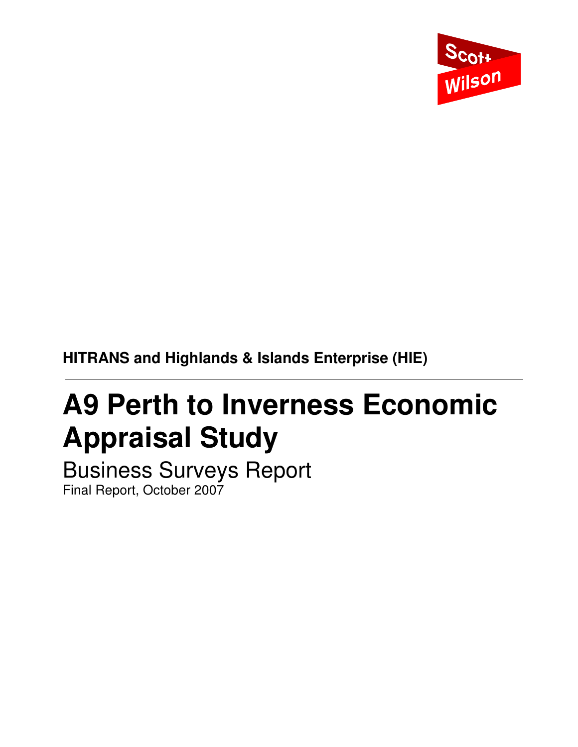Scott Wilson

**HITRANS and Highlands & Islands Enterprise (HIE)**

---

# A9 Perth to Inverness Economic Appraisal Study

## Business Surveys Report

Final Report, October 2007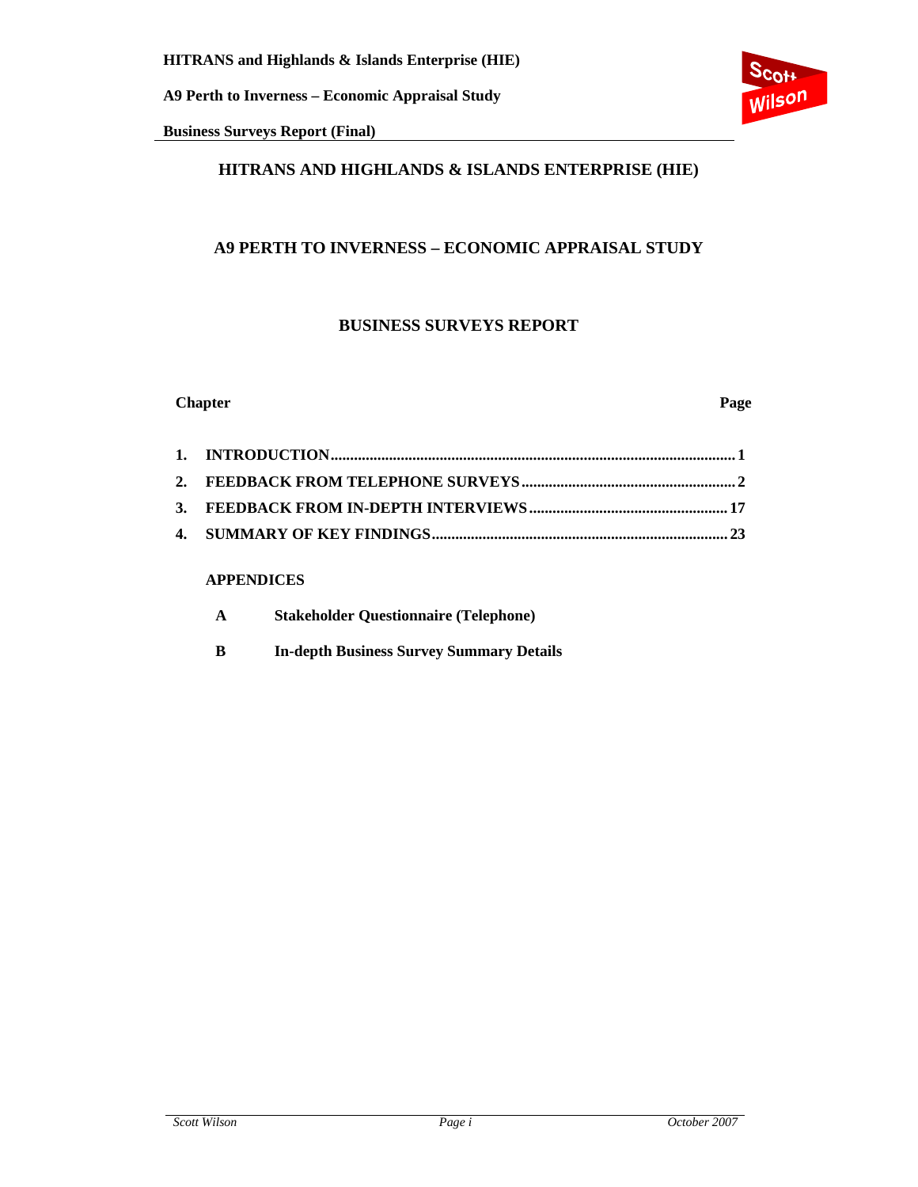## HITRANS AND HIGHLANDS & ISLANDS ENTERPRISE (HIE)

## A9 PERTH TO INVERNESS – ECONOMIC APPRAISAL STUDY

## BUSINESS SURVEYS REPORT

| Chapter | Page |
|---|---|
| **1. INTRODUCTION** | **1** |
| **2. FEEDBACK FROM TELEPHONE SURVEYS** | **2** |
| **3. FEEDBACK FROM IN-DEPTH INTERVIEWS** | **17** |
| **4. SUMMARY OF KEY FINDINGS** | **23** |

**APPENDICES**

| | |
|---|---|
| **A** | **Stakeholder Questionnaire (Telephone)** |
| **B** | **In-depth Business Survey Summary Details** |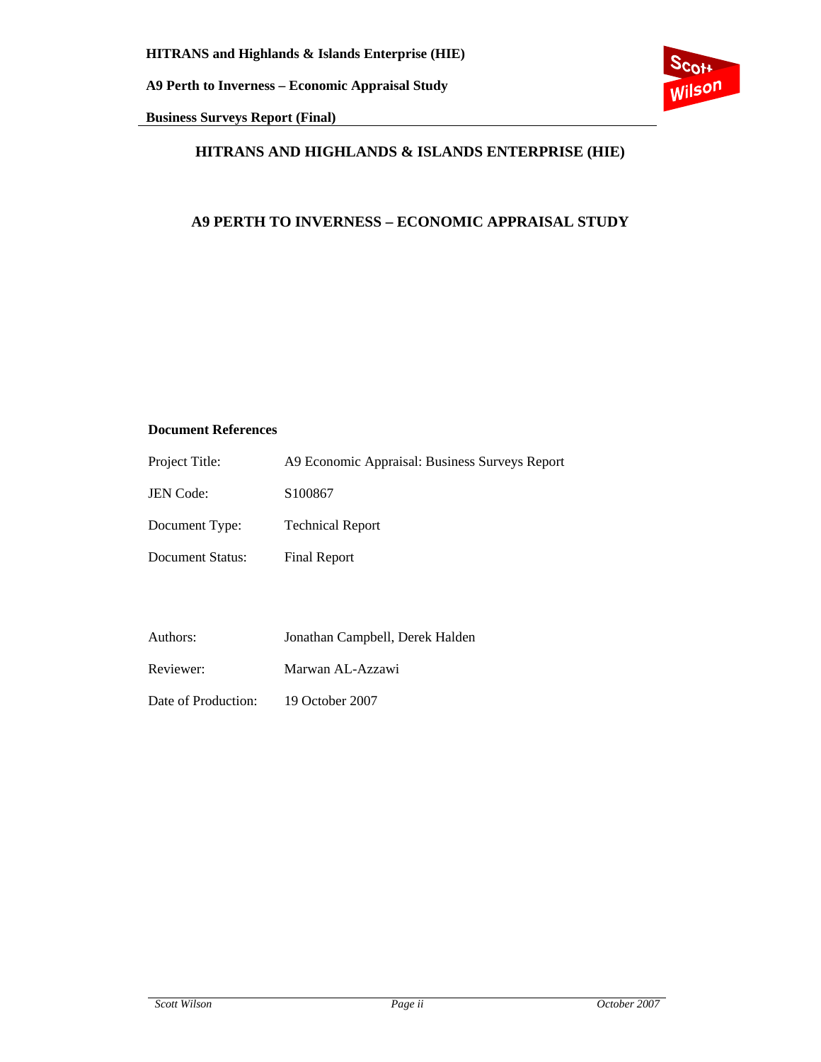# HITRANS AND HIGHLANDS & ISLANDS ENTERPRISE (HIE)

## A9 PERTH TO INVERNESS – ECONOMIC APPRAISAL STUDY

**Document References**

| | |
|---|---|
| Project Title: | A9 Economic Appraisal: Business Surveys Report |
| JEN Code: | S100867 |
| Document Type: | Technical Report |
| Document Status: | Final Report |

| | |
|---|---|
| Authors: | Jonathan Campbell, Derek Halden |
| Reviewer: | Marwan AL-Azzawi |
| Date of Production: | 19 October 2007 |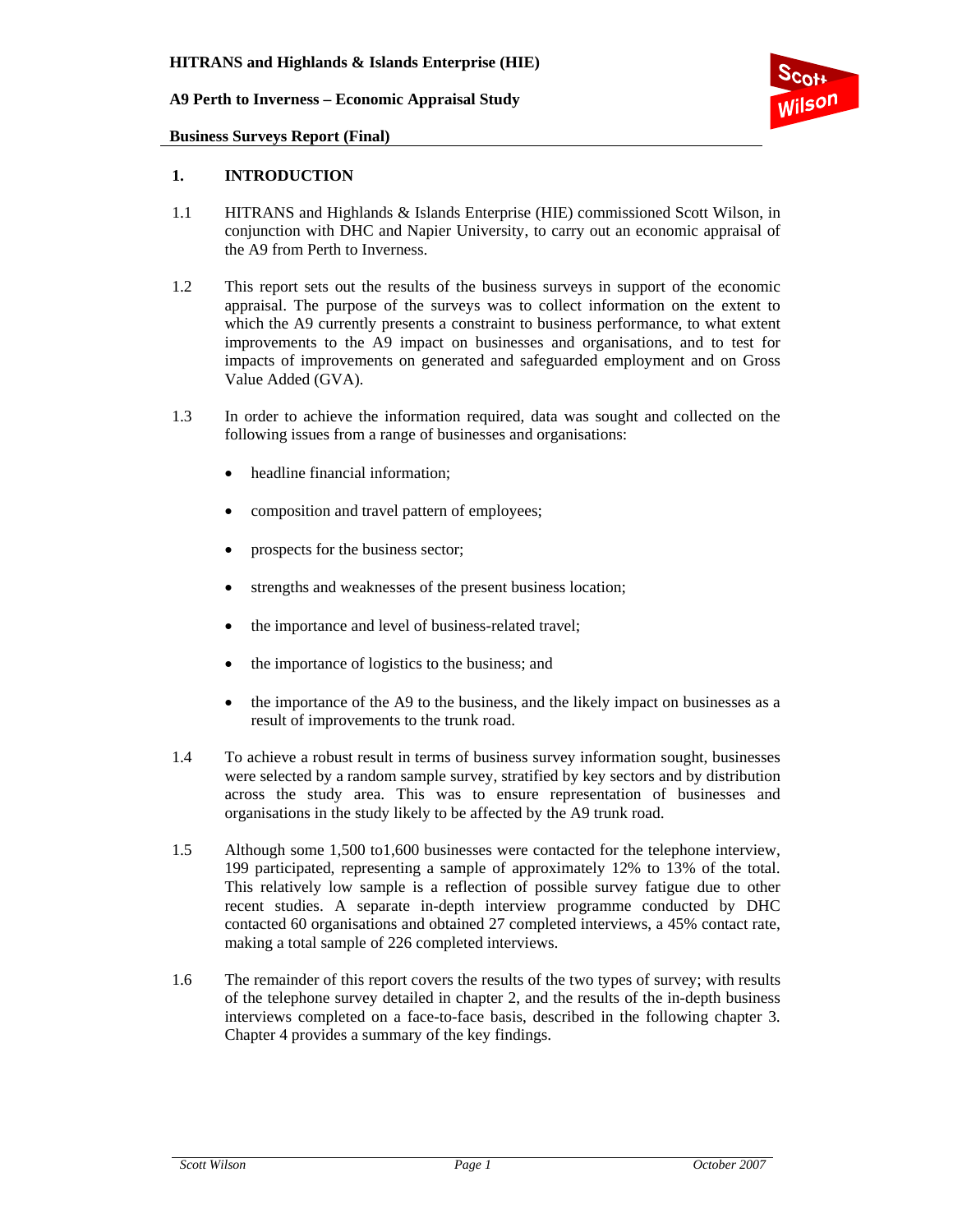## 1. INTRODUCTION

1.1 HITRANS and Highlands & Islands Enterprise (HIE) commissioned Scott Wilson, in conjunction with DHC and Napier University, to carry out an economic appraisal of the A9 from Perth to Inverness.

1.2 This report sets out the results of the business surveys in support of the economic appraisal. The purpose of the surveys was to collect information on the extent to which the A9 currently presents a constraint to business performance, to what extent improvements to the A9 impact on businesses and organisations, and to test for impacts of improvements on generated and safeguarded employment and on Gross Value Added (GVA).

1.3 In order to achieve the information required, data was sought and collected on the following issues from a range of businesses and organisations:

- headline financial information;
- composition and travel pattern of employees;
- prospects for the business sector;
- strengths and weaknesses of the present business location;
- the importance and level of business-related travel;
- the importance of logistics to the business; and
- the importance of the A9 to the business, and the likely impact on businesses as a result of improvements to the trunk road.

1.4 To achieve a robust result in terms of business survey information sought, businesses were selected by a random sample survey, stratified by key sectors and by distribution across the study area. This was to ensure representation of businesses and organisations in the study likely to be affected by the A9 trunk road.

1.5 Although some 1,500 to1,600 businesses were contacted for the telephone interview, 199 participated, representing a sample of approximately 12% to 13% of the total. This relatively low sample is a reflection of possible survey fatigue due to other recent studies. A separate in-depth interview programme conducted by DHC contacted 60 organisations and obtained 27 completed interviews, a 45% contact rate, making a total sample of 226 completed interviews.

1.6 The remainder of this report covers the results of the two types of survey; with results of the telephone survey detailed in chapter 2, and the results of the in-depth business interviews completed on a face-to-face basis, described in the following chapter 3. Chapter 4 provides a summary of the key findings.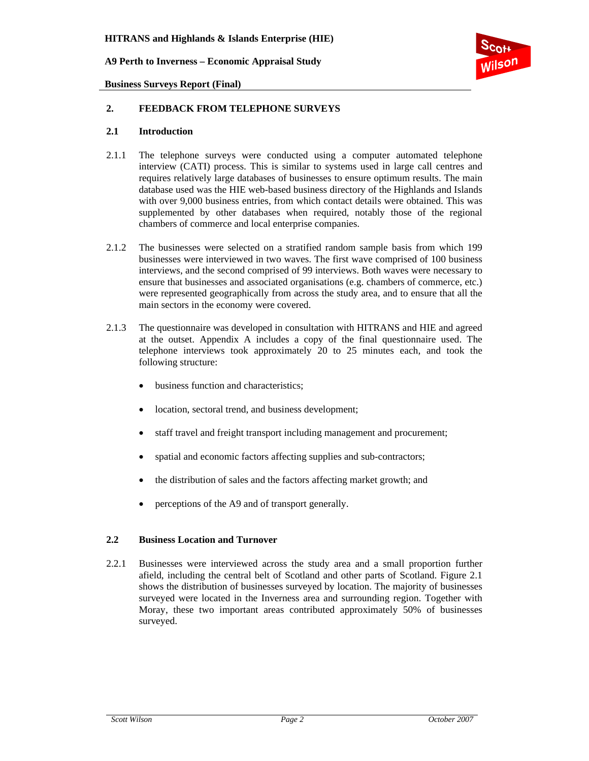## 2. FEEDBACK FROM TELEPHONE SURVEYS

### 2.1 Introduction

2.1.1 The telephone surveys were conducted using a computer automated telephone interview (CATI) process. This is similar to systems used in large call centres and requires relatively large databases of businesses to ensure optimum results. The main database used was the HIE web-based business directory of the Highlands and Islands with over 9,000 business entries, from which contact details were obtained. This was supplemented by other databases when required, notably those of the regional chambers of commerce and local enterprise companies.

2.1.2 The businesses were selected on a stratified random sample basis from which 199 businesses were interviewed in two waves. The first wave comprised of 100 business interviews, and the second comprised of 99 interviews. Both waves were necessary to ensure that businesses and associated organisations (e.g. chambers of commerce, etc.) were represented geographically from across the study area, and to ensure that all the main sectors in the economy were covered.

2.1.3 The questionnaire was developed in consultation with HITRANS and HIE and agreed at the outset. Appendix A includes a copy of the final questionnaire used. The telephone interviews took approximately 20 to 25 minutes each, and took the following structure:

- business function and characteristics;
- location, sectoral trend, and business development;
- staff travel and freight transport including management and procurement;
- spatial and economic factors affecting supplies and sub-contractors;
- the distribution of sales and the factors affecting market growth; and
- perceptions of the A9 and of transport generally.

### 2.2 Business Location and Turnover

2.2.1 Businesses were interviewed across the study area and a small proportion further afield, including the central belt of Scotland and other parts of Scotland. Figure 2.1 shows the distribution of businesses surveyed by location. The majority of businesses surveyed were located in the Inverness area and surrounding region. Together with Moray, these two important areas contributed approximately 50% of businesses surveyed.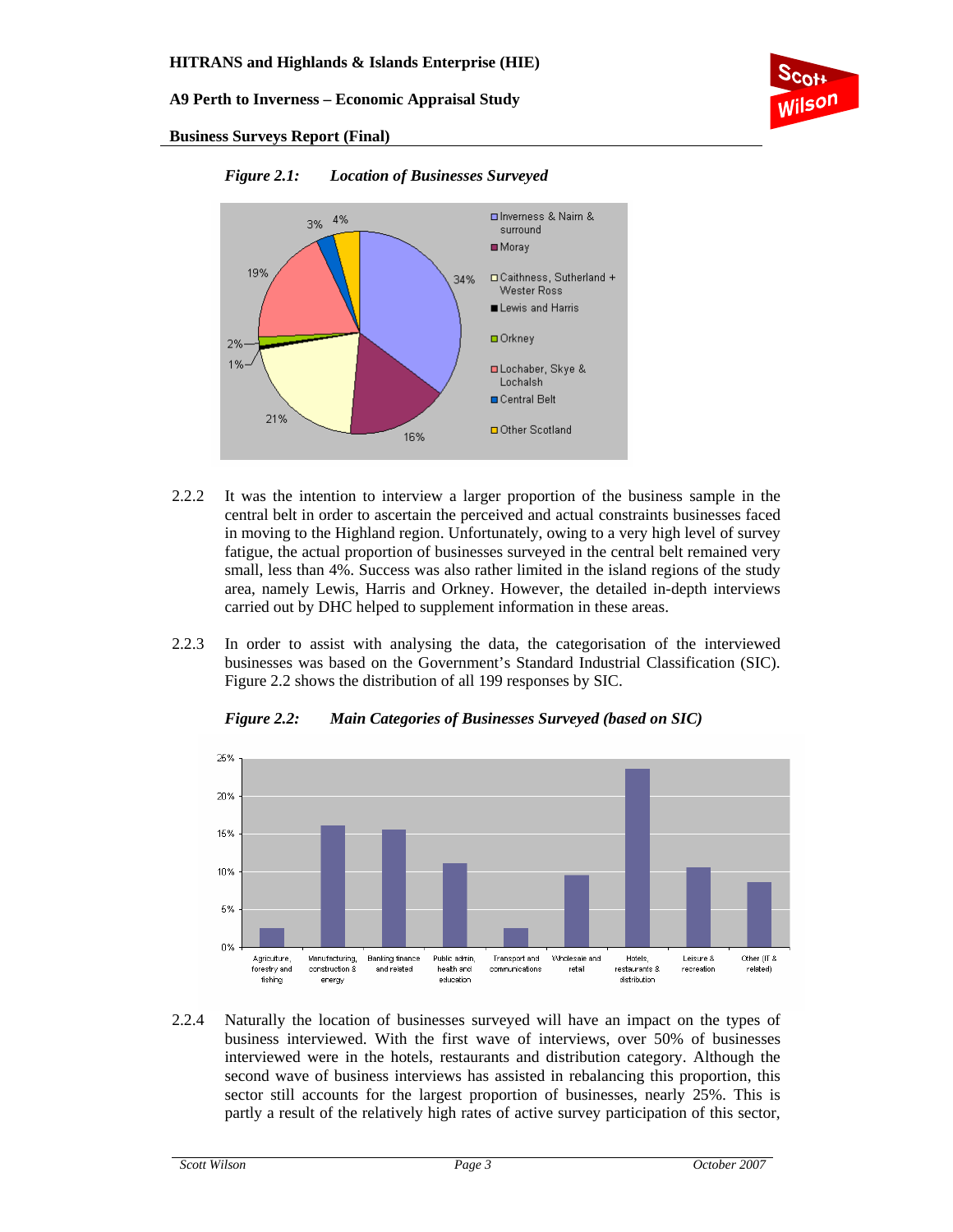*Figure 2.1: Location of Businesses Surveyed*

*Figure 2.2: Main Categories of Businesses Surveyed (based on SIC)*

2.2.2 It was the intention to interview a larger proportion of the business sample in the central belt in order to ascertain the perceived and actual constraints businesses faced in moving to the Highland region. Unfortunately, owing to a very high level of survey fatigue, the actual proportion of businesses surveyed in the central belt remained very small, less than 4%. Success was also rather limited in the island regions of the study area, namely Lewis, Harris and Orkney. However, the detailed in-depth interviews carried out by DHC helped to supplement information in these areas.

2.2.3 In order to assist with analysing the data, the categorisation of the interviewed businesses was based on the Government's Standard Industrial Classification (SIC). Figure 2.2 shows the distribution of all 199 responses by SIC.

2.2.4 Naturally the location of businesses surveyed will have an impact on the types of business interviewed. With the first wave of interviews, over 50% of businesses interviewed were in the hotels, restaurants and distribution category. Although the second wave of business interviews has assisted in rebalancing this proportion, this sector still accounts for the largest proportion of businesses, nearly 25%. This is partly a result of the relatively high rates of active survey participation of this sector,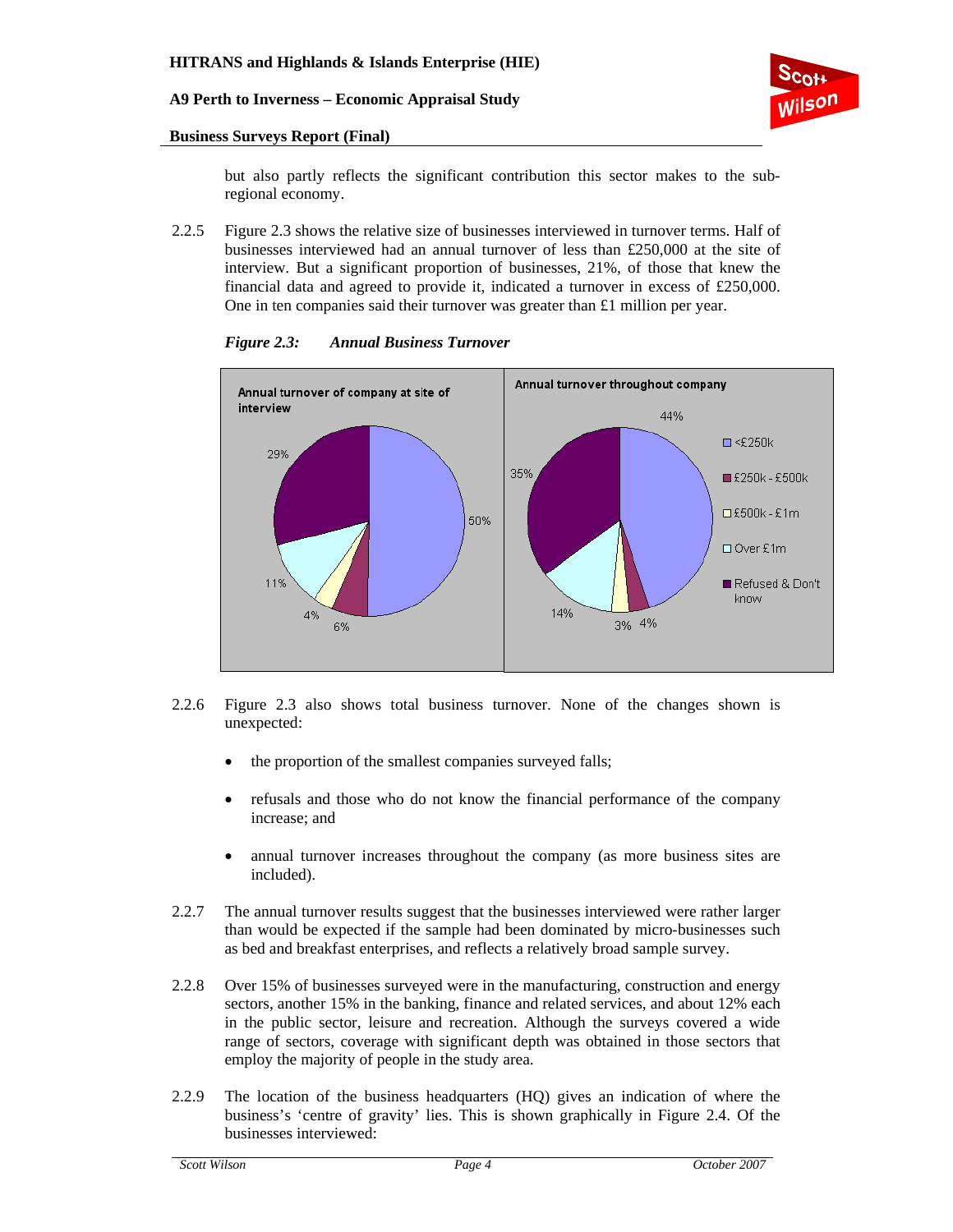but also partly reflects the significant contribution this sector makes to the sub-regional economy.

2.2.5 Figure 2.3 shows the relative size of businesses interviewed in turnover terms. Half of businesses interviewed had an annual turnover of less than £250,000 at the site of interview. But a significant proportion of businesses, 21%, of those that knew the financial data and agreed to provide it, indicated a turnover in excess of £250,000. One in ten companies said their turnover was greater than £1 million per year.

*Figure 2.3: Annual Business Turnover*

| Annual turnover | At site of interview | Throughout company |
|---|---|---|
| <£250k | 50% | 44% |
| £250k - £500k | 6% | 4% |
| £500k - £1m | 4% | 3% |
| Over £1m | 11% | 14% |
| Refused & Don't know | 29% | 35% |

2.2.6 Figure 2.3 also shows total business turnover. None of the changes shown is unexpected:

- the proportion of the smallest companies surveyed falls;
- refusals and those who do not know the financial performance of the company increase; and
- annual turnover increases throughout the company (as more business sites are included).

2.2.7 The annual turnover results suggest that the businesses interviewed were rather larger than would be expected if the sample had been dominated by micro-businesses such as bed and breakfast enterprises, and reflects a relatively broad sample survey.

2.2.8 Over 15% of businesses surveyed were in the manufacturing, construction and energy sectors, another 15% in the banking, finance and related services, and about 12% each in the public sector, leisure and recreation. Although the surveys covered a wide range of sectors, coverage with significant depth was obtained in those sectors that employ the majority of people in the study area.

2.2.9 The location of the business headquarters (HQ) gives an indication of where the business's 'centre of gravity' lies. This is shown graphically in Figure 2.4. Of the businesses interviewed: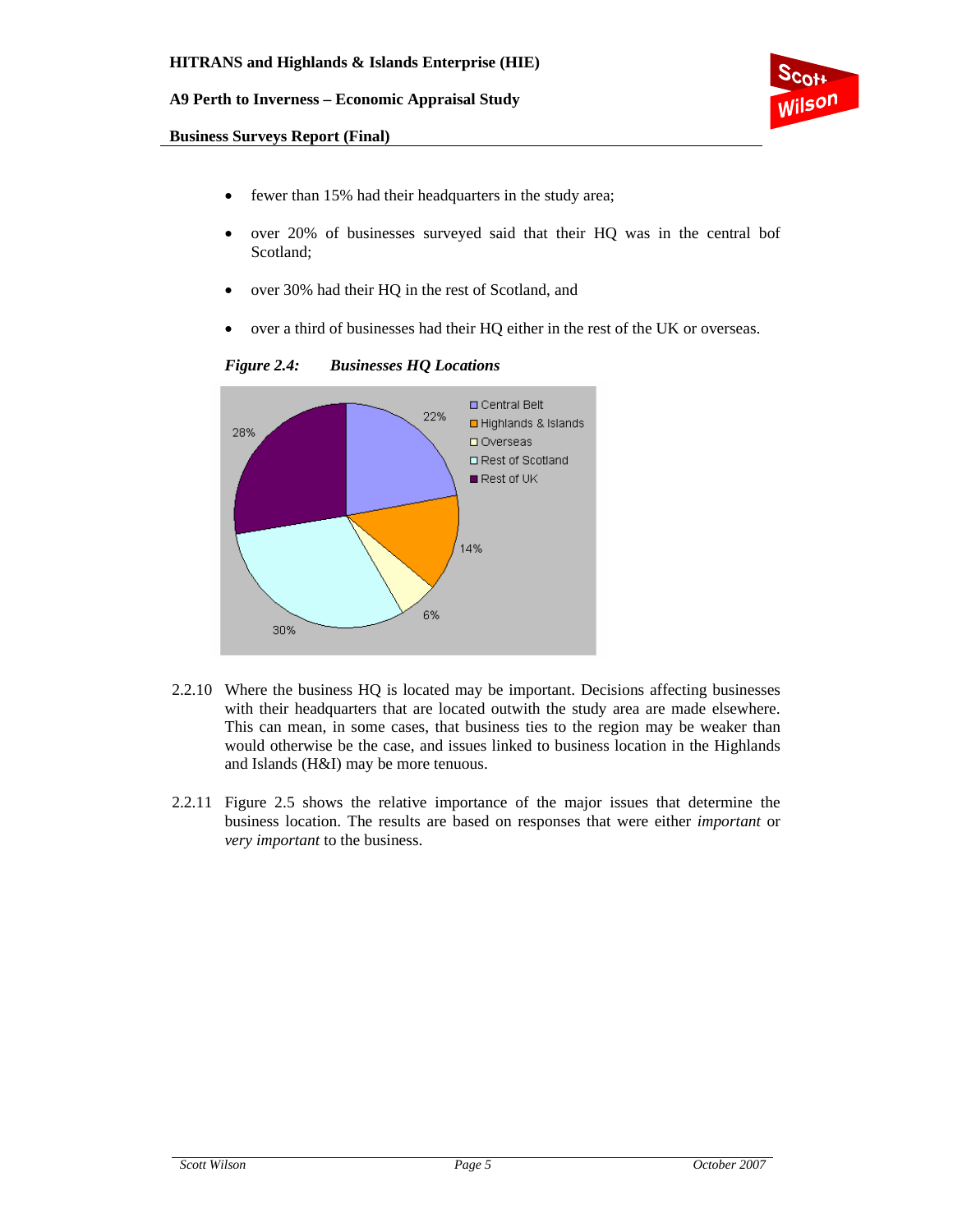- fewer than 15% had their headquarters in the study area;
- over 20% of businesses surveyed said that their HQ was in the central bof Scotland;
- over 30% had their HQ in the rest of Scotland, and
- over a third of businesses had their HQ either in the rest of the UK or overseas.

***Figure 2.4: Businesses HQ Locations***

| HQ Location | % |
|---|---|
| Central Belt | 22% |
| Highlands & Islands | 14% |
| Overseas | 6% |
| Rest of Scotland | 30% |
| Rest of UK | 28% |

2.2.10 Where the business HQ is located may be important. Decisions affecting businesses with their headquarters that are located outwith the study area are made elsewhere. This can mean, in some cases, that business ties to the region may be weaker than would otherwise be the case, and issues linked to business location in the Highlands and Islands (H&I) may be more tenuous.

2.2.11 Figure 2.5 shows the relative importance of the major issues that determine the business location. The results are based on responses that were either *important* or *very important* to the business.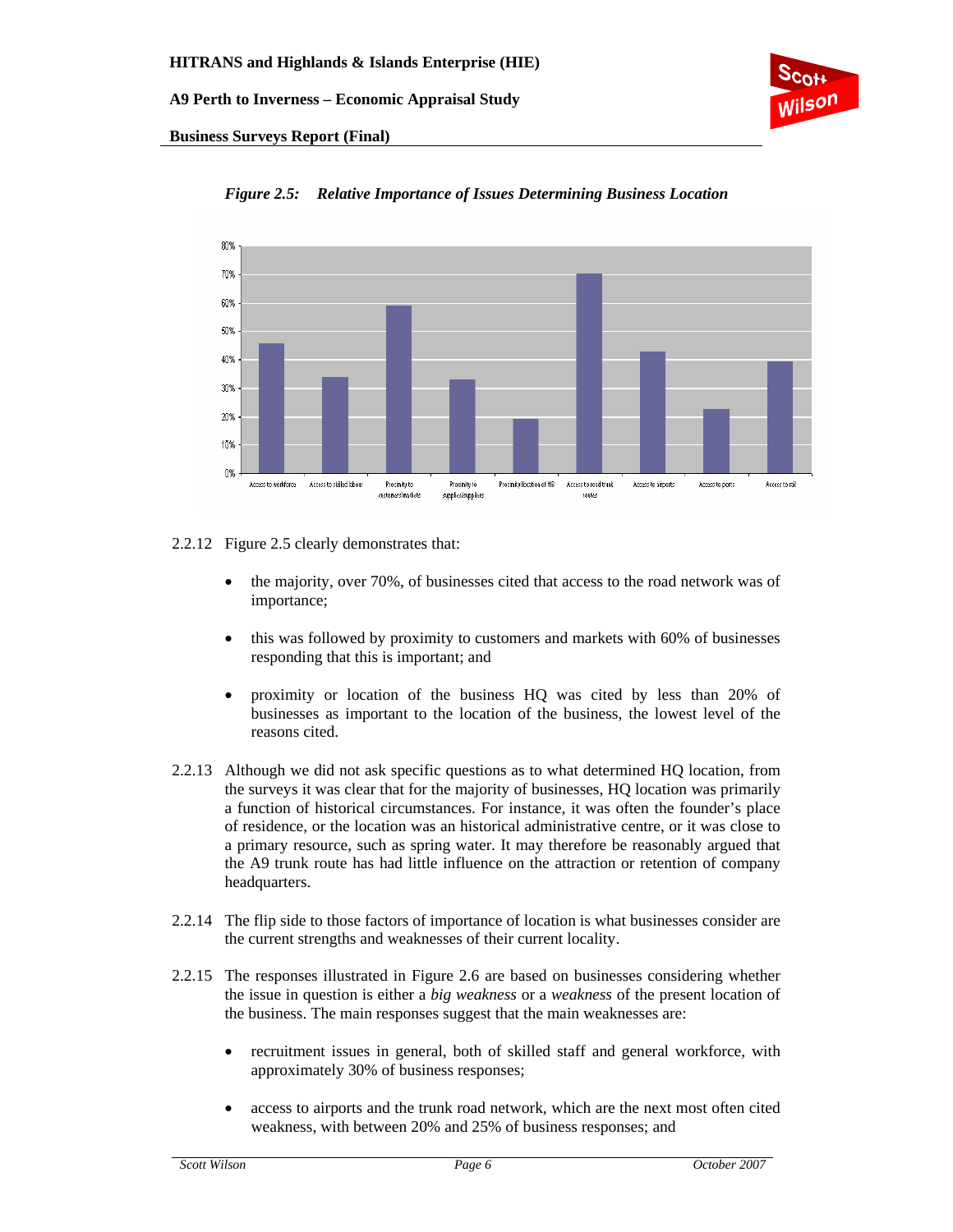*Figure 2.5: Relative Importance of Issues Determining Business Location*

2.2.12 Figure 2.5 clearly demonstrates that:

- the majority, over 70%, of businesses cited that access to the road network was of importance;
- this was followed by proximity to customers and markets with 60% of businesses responding that this is important; and
- proximity or location of the business HQ was cited by less than 20% of businesses as important to the location of the business, the lowest level of the reasons cited.

2.2.13 Although we did not ask specific questions as to what determined HQ location, from the surveys it was clear that for the majority of businesses, HQ location was primarily a function of historical circumstances. For instance, it was often the founder's place of residence, or the location was an historical administrative centre, or it was close to a primary resource, such as spring water. It may therefore be reasonably argued that the A9 trunk route has had little influence on the attraction or retention of company headquarters.

2.2.14 The flip side to those factors of importance of location is what businesses consider are the current strengths and weaknesses of their current locality.

2.2.15 The responses illustrated in Figure 2.6 are based on businesses considering whether the issue in question is either a *big weakness* or a *weakness* of the present location of the business. The main responses suggest that the main weaknesses are:

- recruitment issues in general, both of skilled staff and general workforce, with approximately 30% of business responses;
- access to airports and the trunk road network, which are the next most often cited weakness, with between 20% and 25% of business responses; and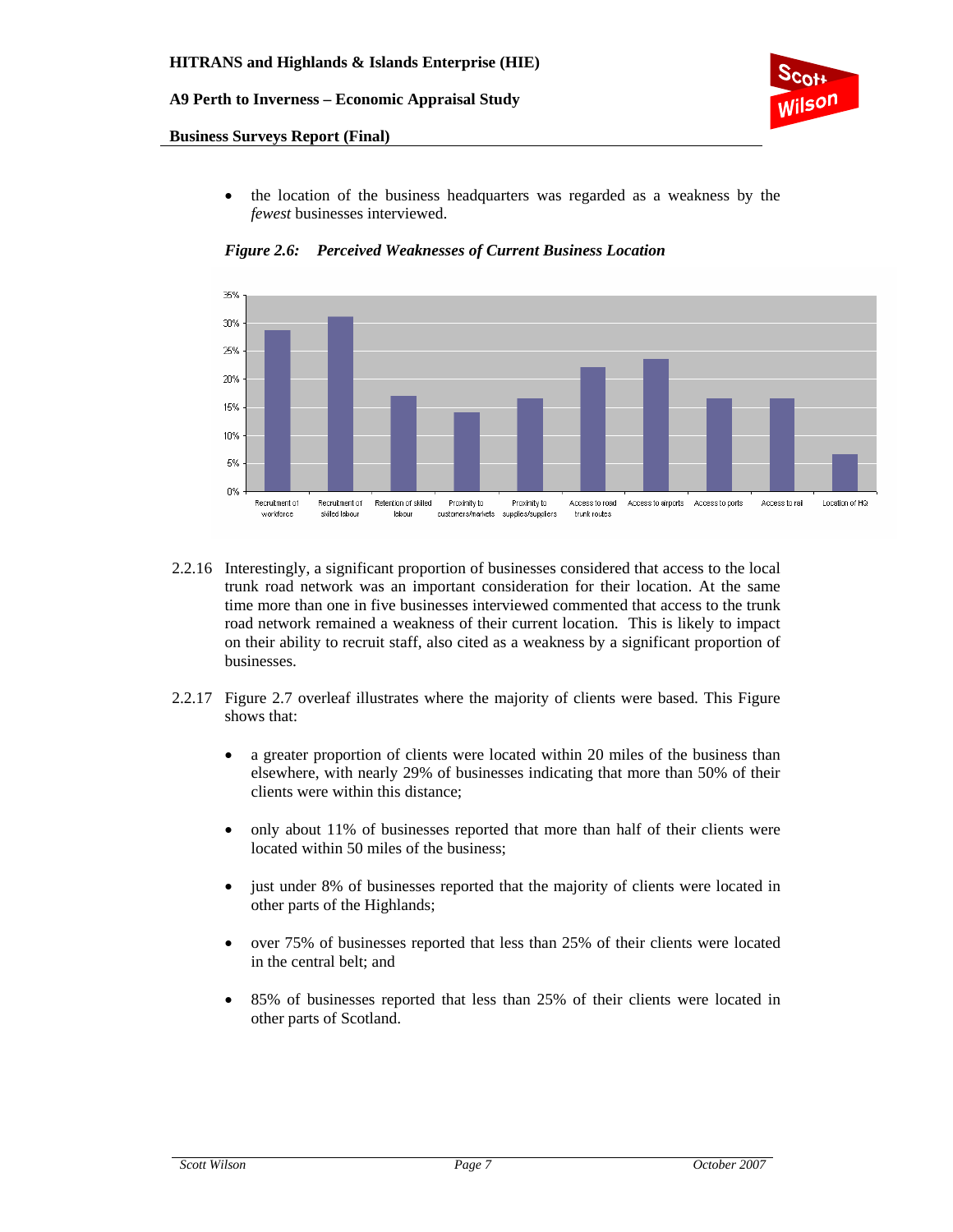- the location of the business headquarters was regarded as a weakness by the *fewest* businesses interviewed.

*Figure 2.6: Perceived Weaknesses of Current Business Location*

2.2.16 Interestingly, a significant proportion of businesses considered that access to the local trunk road network was an important consideration for their location. At the same time more than one in five businesses interviewed commented that access to the trunk road network remained a weakness of their current location. This is likely to impact on their ability to recruit staff, also cited as a weakness by a significant proportion of businesses.

2.2.17 Figure 2.7 overleaf illustrates where the majority of clients were based. This Figure shows that:

- a greater proportion of clients were located within 20 miles of the business than elsewhere, with nearly 29% of businesses indicating that more than 50% of their clients were within this distance;
- only about 11% of businesses reported that more than half of their clients were located within 50 miles of the business;
- just under 8% of businesses reported that the majority of clients were located in other parts of the Highlands;
- over 75% of businesses reported that less than 25% of their clients were located in the central belt; and
- 85% of businesses reported that less than 25% of their clients were located in other parts of Scotland.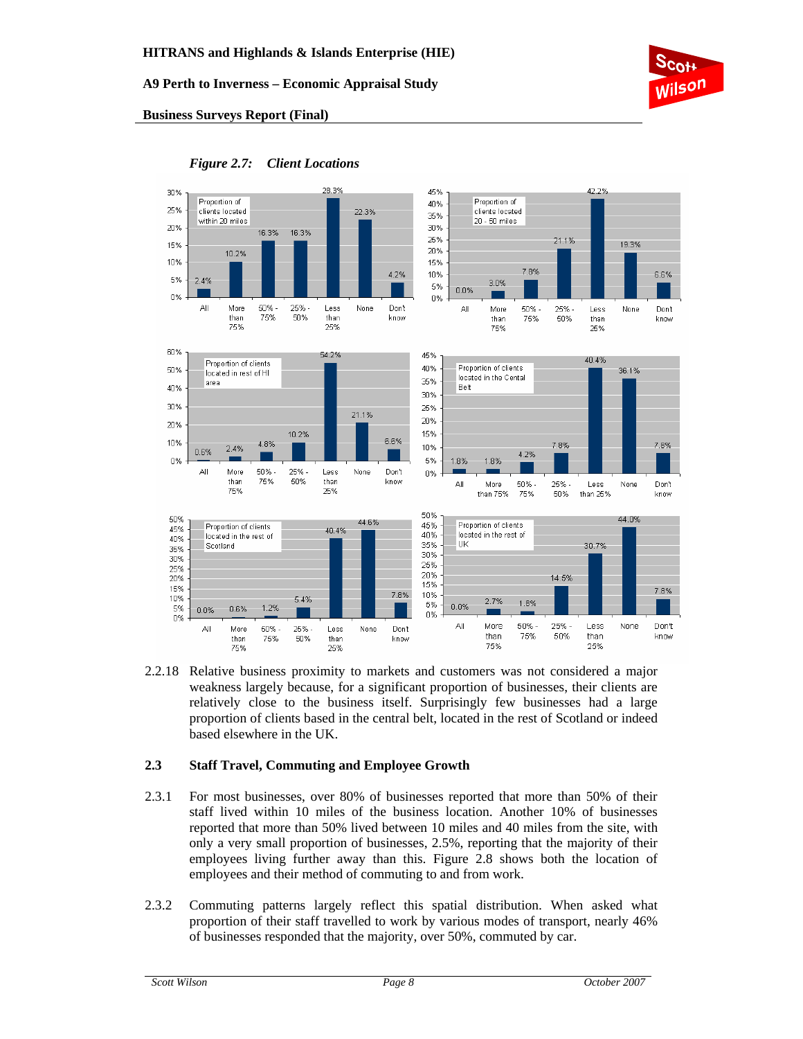*Figure 2.7: Client Locations*

2.2.18 Relative business proximity to markets and customers was not considered a major weakness largely because, for a significant proportion of businesses, their clients are relatively close to the business itself. Surprisingly few businesses had a large proportion of clients based in the central belt, located in the rest of Scotland or indeed based elsewhere in the UK.

## 2.3 Staff Travel, Commuting and Employee Growth

2.3.1 For most businesses, over 80% of businesses reported that more than 50% of their staff lived within 10 miles of the business location. Another 10% of businesses reported that more than 50% lived between 10 miles and 40 miles from the site, with only a very small proportion of businesses, 2.5%, reporting that the majority of their employees living further away than this. Figure 2.8 shows both the location of employees and their method of commuting to and from work.

2.3.2 Commuting patterns largely reflect this spatial distribution. When asked what proportion of their staff travelled to work by various modes of transport, nearly 46% of businesses responded that the majority, over 50%, commuted by car.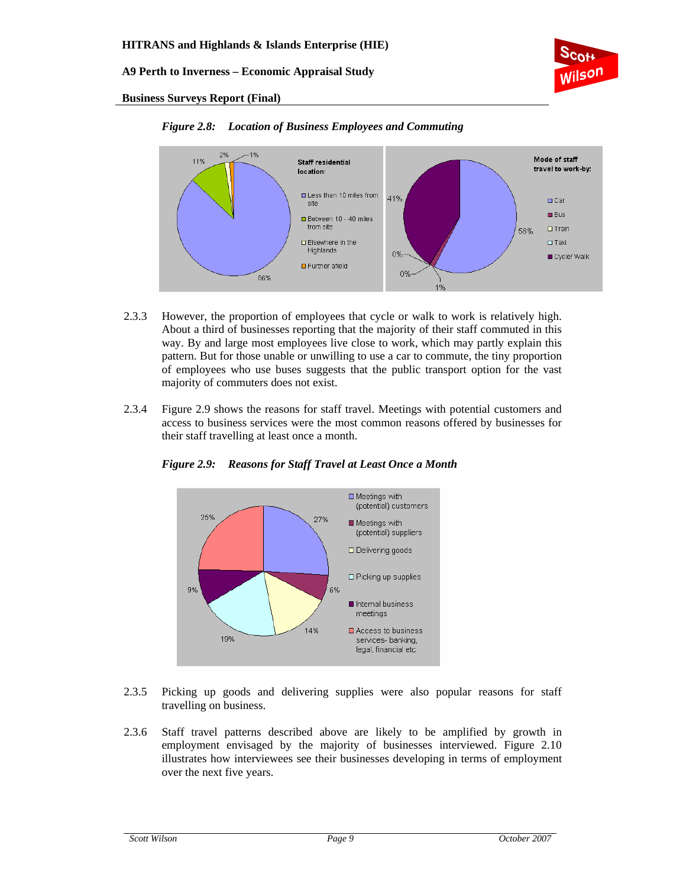*Figure 2.8: Location of Business Employees and Commuting*

Staff residential location:

- Less than 10 miles from site — 86%
- Between 10 - 40 miles from site — 11%
- Elsewhere in the Highlands — 2%
- Further afield — 1%

Mode of staff travel to work-by:

- Car — 58%
- Bus — 1%
- Train — 0%
- Taxi — 0%
- Cycle/ Walk — 41%

2.3.3 However, the proportion of employees that cycle or walk to work is relatively high. About a third of businesses reporting that the majority of their staff commuted in this way. By and large most employees live close to work, which may partly explain this pattern. But for those unable or unwilling to use a car to commute, the tiny proportion of employees who use buses suggests that the public transport option for the vast majority of commuters does not exist.

2.3.4 Figure 2.9 shows the reasons for staff travel. Meetings with potential customers and access to business services were the most common reasons offered by businesses for their staff travelling at least once a month.

*Figure 2.9: Reasons for Staff Travel at Least Once a Month*

- Meetings with (potential) customers — 27%
- Meetings with (potential) suppliers — 6%
- Delivering goods — 14%
- Picking up supplies — 19%
- Internal business meetings — 9%
- Access to business services- banking, legal, financial etc — 25%

2.3.5 Picking up goods and delivering supplies were also popular reasons for staff travelling on business.

2.3.6 Staff travel patterns described above are likely to be amplified by growth in employment envisaged by the majority of businesses interviewed. Figure 2.10 illustrates how interviewees see their businesses developing in terms of employment over the next five years.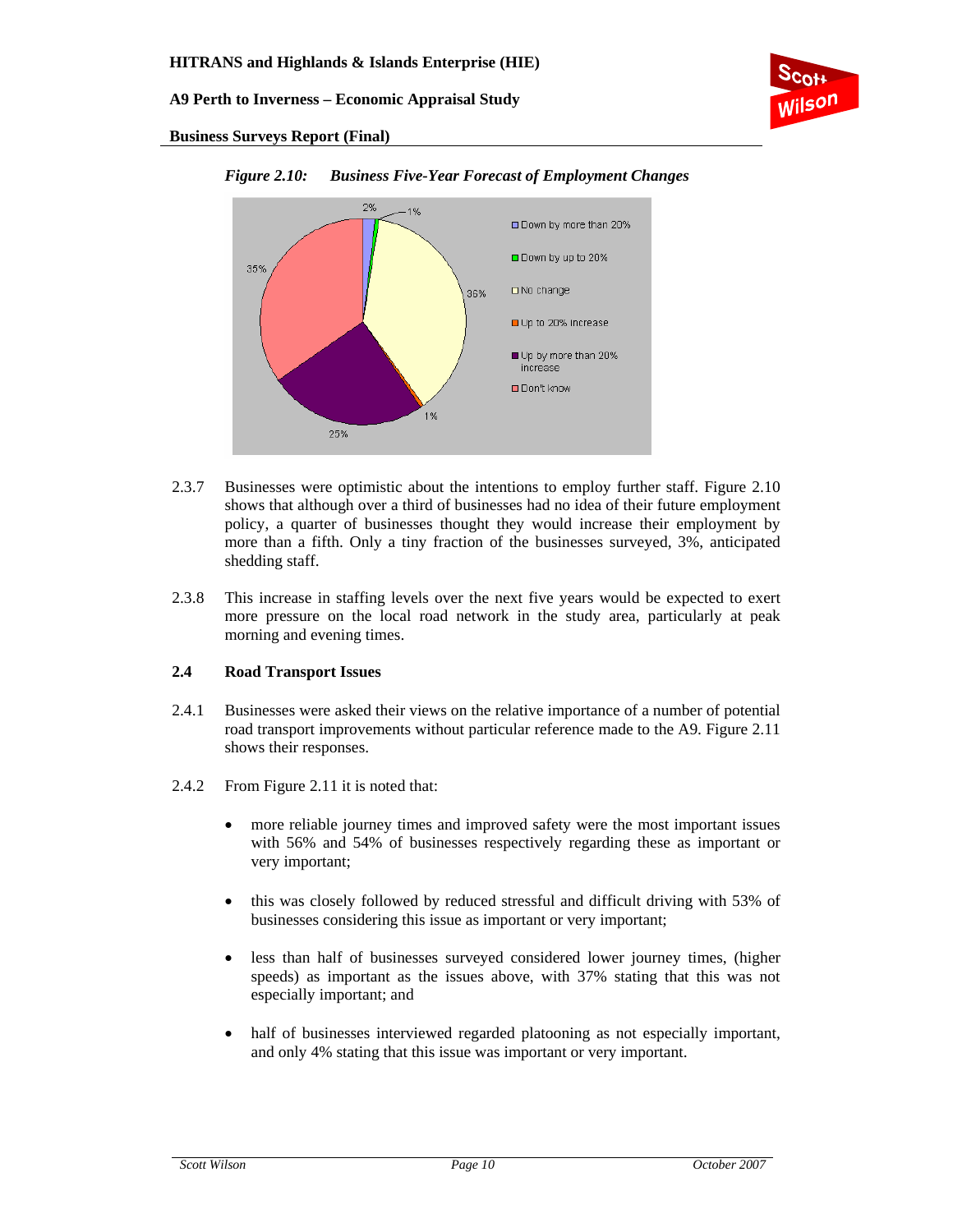*Figure 2.10: Business Five-Year Forecast of Employment Changes*

2.3.7 Businesses were optimistic about the intentions to employ further staff. Figure 2.10 shows that although over a third of businesses had no idea of their future employment policy, a quarter of businesses thought they would increase their employment by more than a fifth. Only a tiny fraction of the businesses surveyed, 3%, anticipated shedding staff.

2.3.8 This increase in staffing levels over the next five years would be expected to exert more pressure on the local road network in the study area, particularly at peak morning and evening times.

## 2.4 Road Transport Issues

2.4.1 Businesses were asked their views on the relative importance of a number of potential road transport improvements without particular reference made to the A9. Figure 2.11 shows their responses.

2.4.2 From Figure 2.11 it is noted that:

- more reliable journey times and improved safety were the most important issues with 56% and 54% of businesses respectively regarding these as important or very important;
- this was closely followed by reduced stressful and difficult driving with 53% of businesses considering this issue as important or very important;
- less than half of businesses surveyed considered lower journey times, (higher speeds) as important as the issues above, with 37% stating that this was not especially important; and
- half of businesses interviewed regarded platooning as not especially important, and only 4% stating that this issue was important or very important.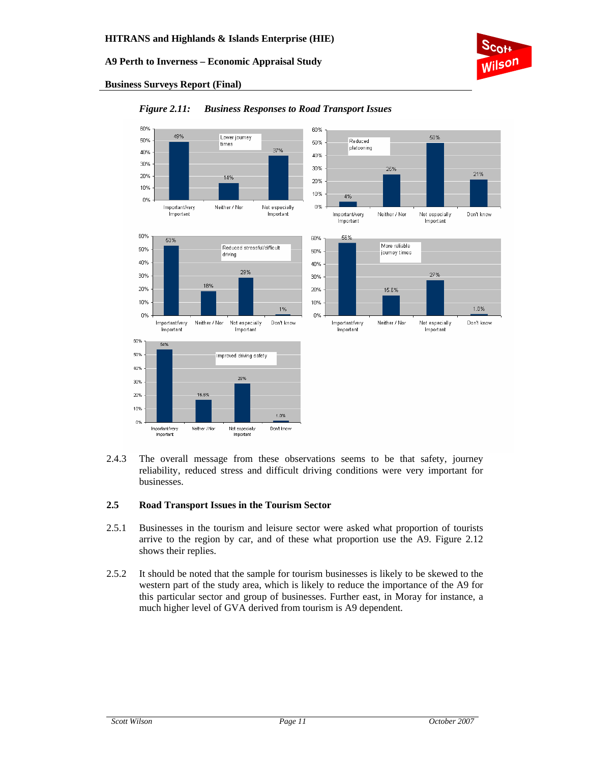*Figure 2.11: Business Responses to Road Transport Issues*

2.4.3 The overall message from these observations seems to be that safety, journey reliability, reduced stress and difficult driving conditions were very important for businesses.

## 2.5 Road Transport Issues in the Tourism Sector

2.5.1 Businesses in the tourism and leisure sector were asked what proportion of tourists arrive to the region by car, and of these what proportion use the A9. Figure 2.12 shows their replies.

2.5.2 It should be noted that the sample for tourism businesses is likely to be skewed to the western part of the study area, which is likely to reduce the importance of the A9 for this particular sector and group of businesses. Further east, in Moray for instance, a much higher level of GVA derived from tourism is A9 dependent.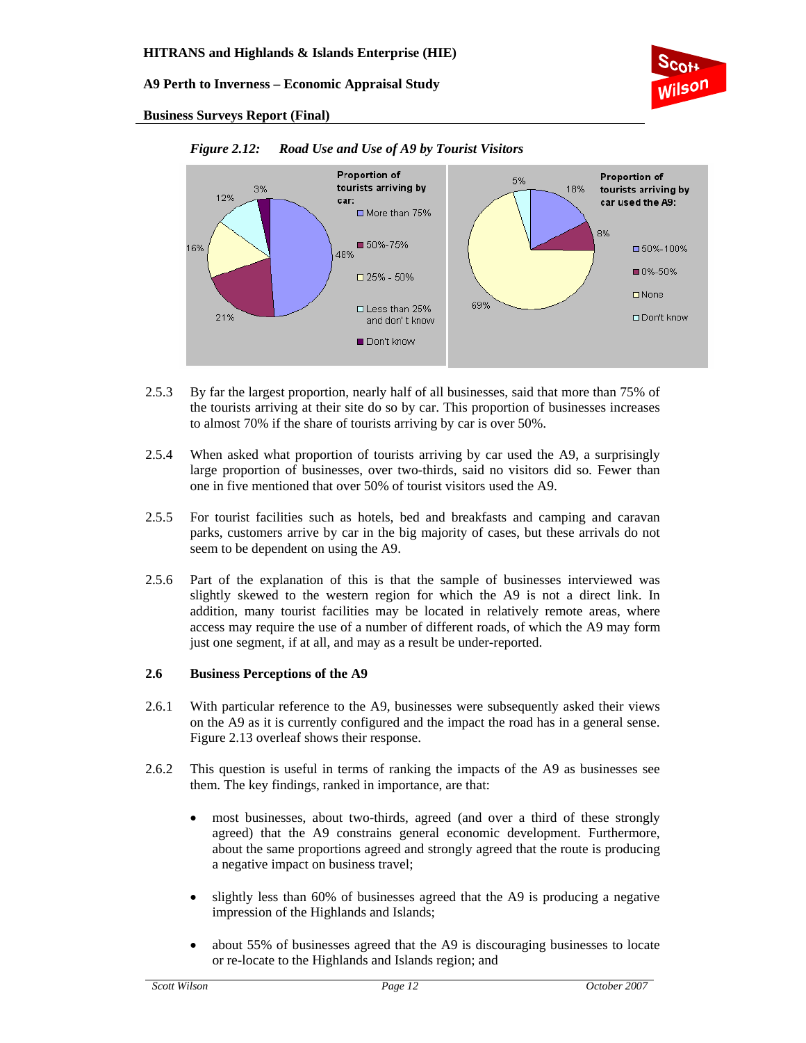*Figure 2.12: Road Use and Use of A9 by Tourist Visitors*

2.5.3 By far the largest proportion, nearly half of all businesses, said that more than 75% of the tourists arriving at their site do so by car. This proportion of businesses increases to almost 70% if the share of tourists arriving by car is over 50%.

2.5.4 When asked what proportion of tourists arriving by car used the A9, a surprisingly large proportion of businesses, over two-thirds, said no visitors did so. Fewer than one in five mentioned that over 50% of tourist visitors used the A9.

2.5.5 For tourist facilities such as hotels, bed and breakfasts and camping and caravan parks, customers arrive by car in the big majority of cases, but these arrivals do not seem to be dependent on using the A9.

2.5.6 Part of the explanation of this is that the sample of businesses interviewed was slightly skewed to the western region for which the A9 is not a direct link. In addition, many tourist facilities may be located in relatively remote areas, where access may require the use of a number of different roads, of which the A9 may form just one segment, if at all, and may as a result be under-reported.

## 2.6 Business Perceptions of the A9

2.6.1 With particular reference to the A9, businesses were subsequently asked their views on the A9 as it is currently configured and the impact the road has in a general sense. Figure 2.13 overleaf shows their response.

2.6.2 This question is useful in terms of ranking the impacts of the A9 as businesses see them. The key findings, ranked in importance, are that:

- most businesses, about two-thirds, agreed (and over a third of these strongly agreed) that the A9 constrains general economic development. Furthermore, about the same proportions agreed and strongly agreed that the route is producing a negative impact on business travel;
- slightly less than 60% of businesses agreed that the A9 is producing a negative impression of the Highlands and Islands;
- about 55% of businesses agreed that the A9 is discouraging businesses to locate or re-locate to the Highlands and Islands region; and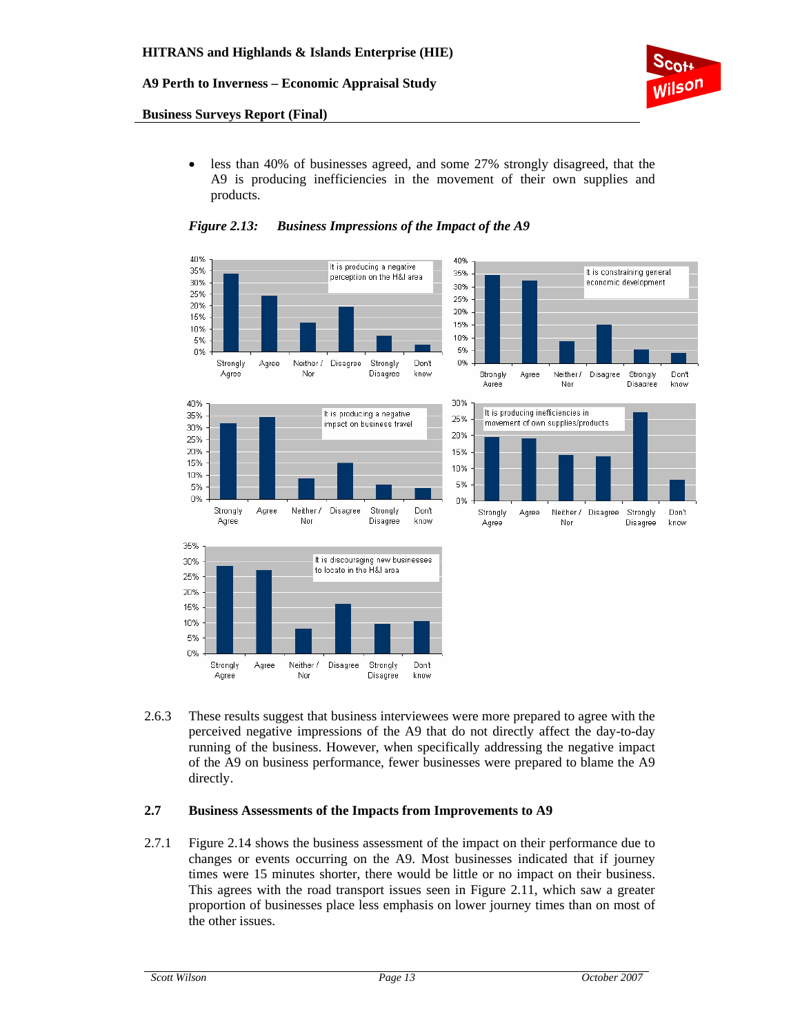- less than 40% of businesses agreed, and some 27% strongly disagreed, that the A9 is producing inefficiencies in the movement of their own supplies and products.

*Figure 2.13: Business Impressions of the Impact of the A9*

2.6.3 These results suggest that business interviewees were more prepared to agree with the perceived negative impressions of the A9 that do not directly affect the day-to-day running of the business. However, when specifically addressing the negative impact of the A9 on business performance, fewer businesses were prepared to blame the A9 directly.

### 2.7 Business Assessments of the Impacts from Improvements to A9

2.7.1 Figure 2.14 shows the business assessment of the impact on their performance due to changes or events occurring on the A9. Most businesses indicated that if journey times were 15 minutes shorter, there would be little or no impact on their business. This agrees with the road transport issues seen in Figure 2.11, which saw a greater proportion of businesses place less emphasis on lower journey times than on most of the other issues.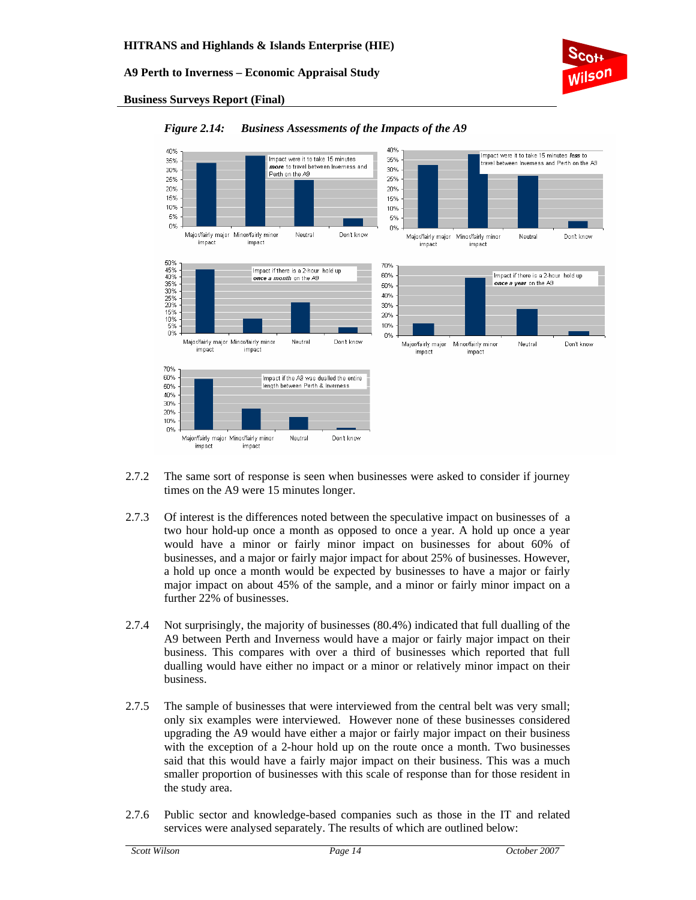*Figure 2.14: Business Assessments of the Impacts of the A9*

2.7.2 The same sort of response is seen when businesses were asked to consider if journey times on the A9 were 15 minutes longer.

2.7.3 Of interest is the differences noted between the speculative impact on businesses of a two hour hold-up once a month as opposed to once a year. A hold up once a year would have a minor or fairly minor impact on businesses for about 60% of businesses, and a major or fairly major impact for about 25% of businesses. However, a hold up once a month would be expected by businesses to have a major or fairly major impact on about 45% of the sample, and a minor or fairly minor impact on a further 22% of businesses.

2.7.4 Not surprisingly, the majority of businesses (80.4%) indicated that full dualling of the A9 between Perth and Inverness would have a major or fairly major impact on their business. This compares with over a third of businesses which reported that full dualling would have either no impact or a minor or relatively minor impact on their business.

2.7.5 The sample of businesses that were interviewed from the central belt was very small; only six examples were interviewed. However none of these businesses considered upgrading the A9 would have either a major or fairly major impact on their business with the exception of a 2-hour hold up on the route once a month. Two businesses said that this would have a fairly major impact on their business. This was a much smaller proportion of businesses with this scale of response than for those resident in the study area.

2.7.6 Public sector and knowledge-based companies such as those in the IT and related services were analysed separately. The results of which are outlined below: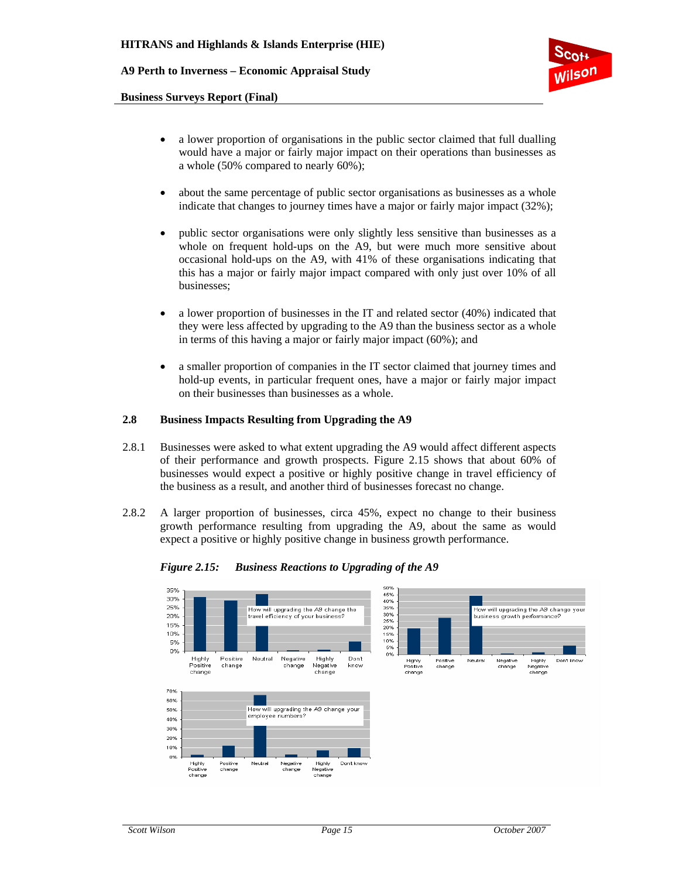- a lower proportion of organisations in the public sector claimed that full dualling would have a major or fairly major impact on their operations than businesses as a whole (50% compared to nearly 60%);

- about the same percentage of public sector organisations as businesses as a whole indicate that changes to journey times have a major or fairly major impact (32%);

- public sector organisations were only slightly less sensitive than businesses as a whole on frequent hold-ups on the A9, but were much more sensitive about occasional hold-ups on the A9, with 41% of these organisations indicating that this has a major or fairly major impact compared with only just over 10% of all businesses;

- a lower proportion of businesses in the IT and related sector (40%) indicated that they were less affected by upgrading to the A9 than the business sector as a whole in terms of this having a major or fairly major impact (60%); and

- a smaller proportion of companies in the IT sector claimed that journey times and hold-up events, in particular frequent ones, have a major or fairly major impact on their businesses than businesses as a whole.

### 2.8 Business Impacts Resulting from Upgrading the A9

2.8.1 Businesses were asked to what extent upgrading the A9 would affect different aspects of their performance and growth prospects. Figure 2.15 shows that about 60% of businesses would expect a positive or highly positive change in travel efficiency of the business as a result, and another third of businesses forecast no change.

2.8.2 A larger proportion of businesses, circa 45%, expect no change to their business growth performance resulting from upgrading the A9, about the same as would expect a positive or highly positive change in business growth performance.

*Figure 2.15: Business Reactions to Upgrading of the A9*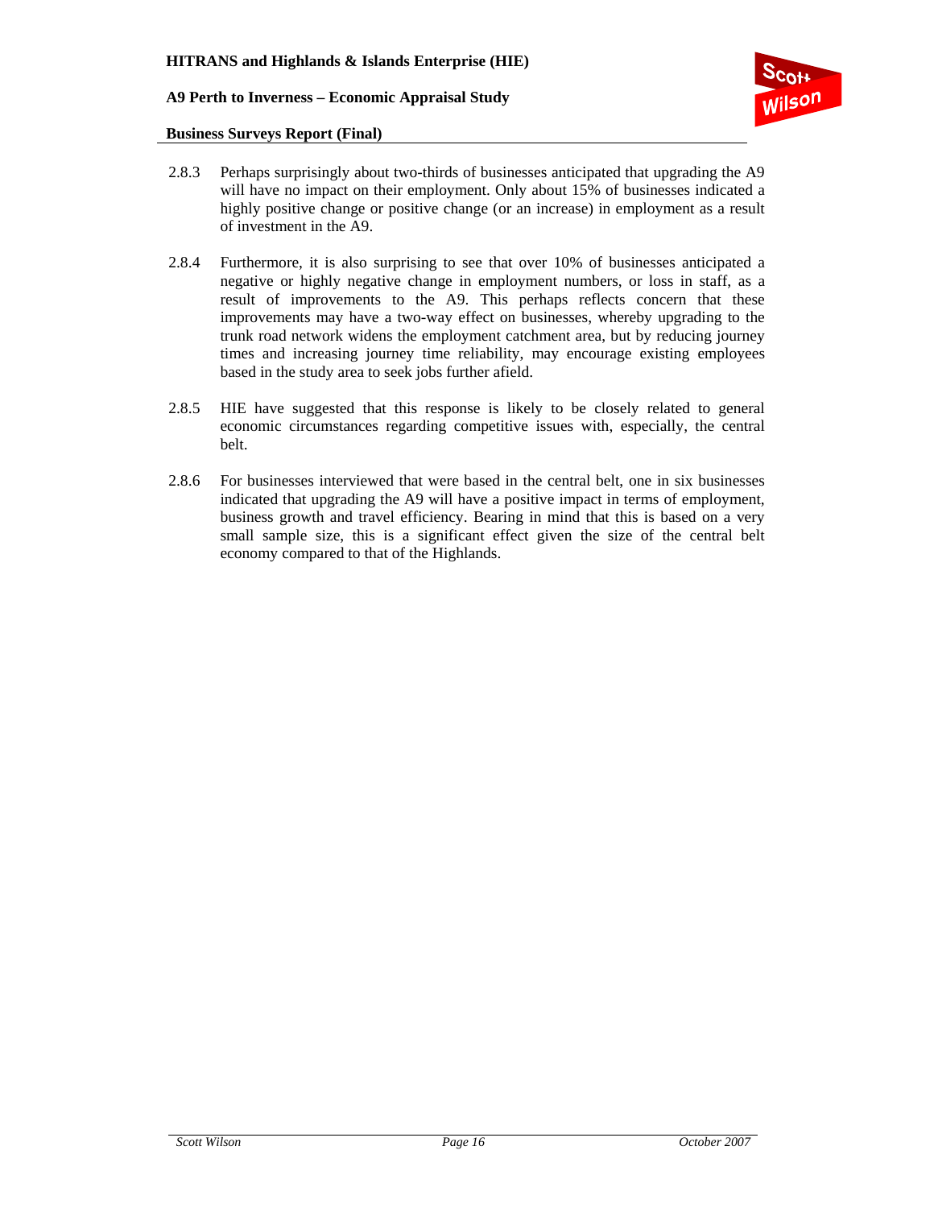2.8.3 Perhaps surprisingly about two-thirds of businesses anticipated that upgrading the A9 will have no impact on their employment. Only about 15% of businesses indicated a highly positive change or positive change (or an increase) in employment as a result of investment in the A9.

2.8.4 Furthermore, it is also surprising to see that over 10% of businesses anticipated a negative or highly negative change in employment numbers, or loss in staff, as a result of improvements to the A9. This perhaps reflects concern that these improvements may have a two-way effect on businesses, whereby upgrading to the trunk road network widens the employment catchment area, but by reducing journey times and increasing journey time reliability, may encourage existing employees based in the study area to seek jobs further afield.

2.8.5 HIE have suggested that this response is likely to be closely related to general economic circumstances regarding competitive issues with, especially, the central belt.

2.8.6 For businesses interviewed that were based in the central belt, one in six businesses indicated that upgrading the A9 will have a positive impact in terms of employment, business growth and travel efficiency. Bearing in mind that this is based on a very small sample size, this is a significant effect given the size of the central belt economy compared to that of the Highlands.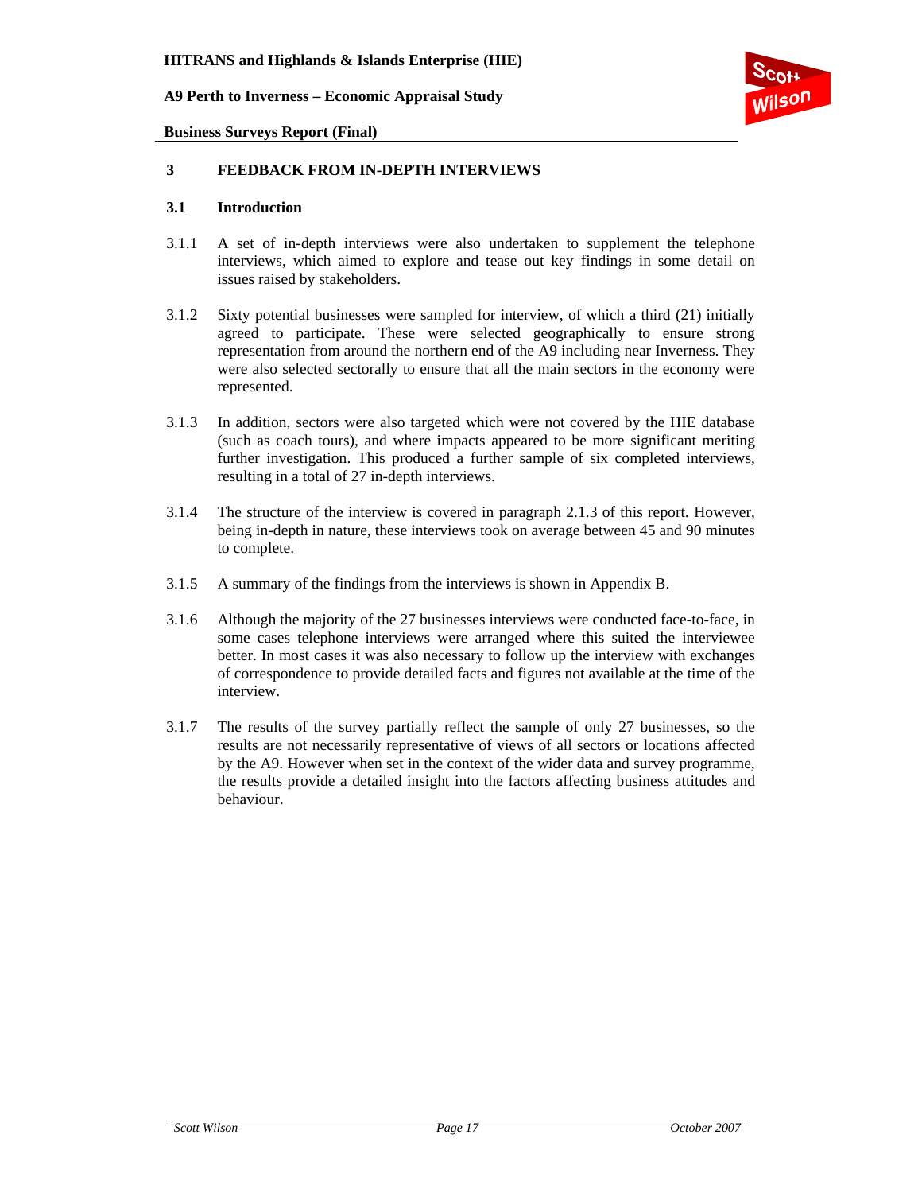# 3 FEEDBACK FROM IN-DEPTH INTERVIEWS

## 3.1 Introduction

3.1.1 A set of in-depth interviews were also undertaken to supplement the telephone interviews, which aimed to explore and tease out key findings in some detail on issues raised by stakeholders.

3.1.2 Sixty potential businesses were sampled for interview, of which a third (21) initially agreed to participate. These were selected geographically to ensure strong representation from around the northern end of the A9 including near Inverness. They were also selected sectorally to ensure that all the main sectors in the economy were represented.

3.1.3 In addition, sectors were also targeted which were not covered by the HIE database (such as coach tours), and where impacts appeared to be more significant meriting further investigation. This produced a further sample of six completed interviews, resulting in a total of 27 in-depth interviews.

3.1.4 The structure of the interview is covered in paragraph 2.1.3 of this report. However, being in-depth in nature, these interviews took on average between 45 and 90 minutes to complete.

3.1.5 A summary of the findings from the interviews is shown in Appendix B.

3.1.6 Although the majority of the 27 businesses interviews were conducted face-to-face, in some cases telephone interviews were arranged where this suited the interviewee better. In most cases it was also necessary to follow up the interview with exchanges of correspondence to provide detailed facts and figures not available at the time of the interview.

3.1.7 The results of the survey partially reflect the sample of only 27 businesses, so the results are not necessarily representative of views of all sectors or locations affected by the A9. However when set in the context of the wider data and survey programme, the results provide a detailed insight into the factors affecting business attitudes and behaviour.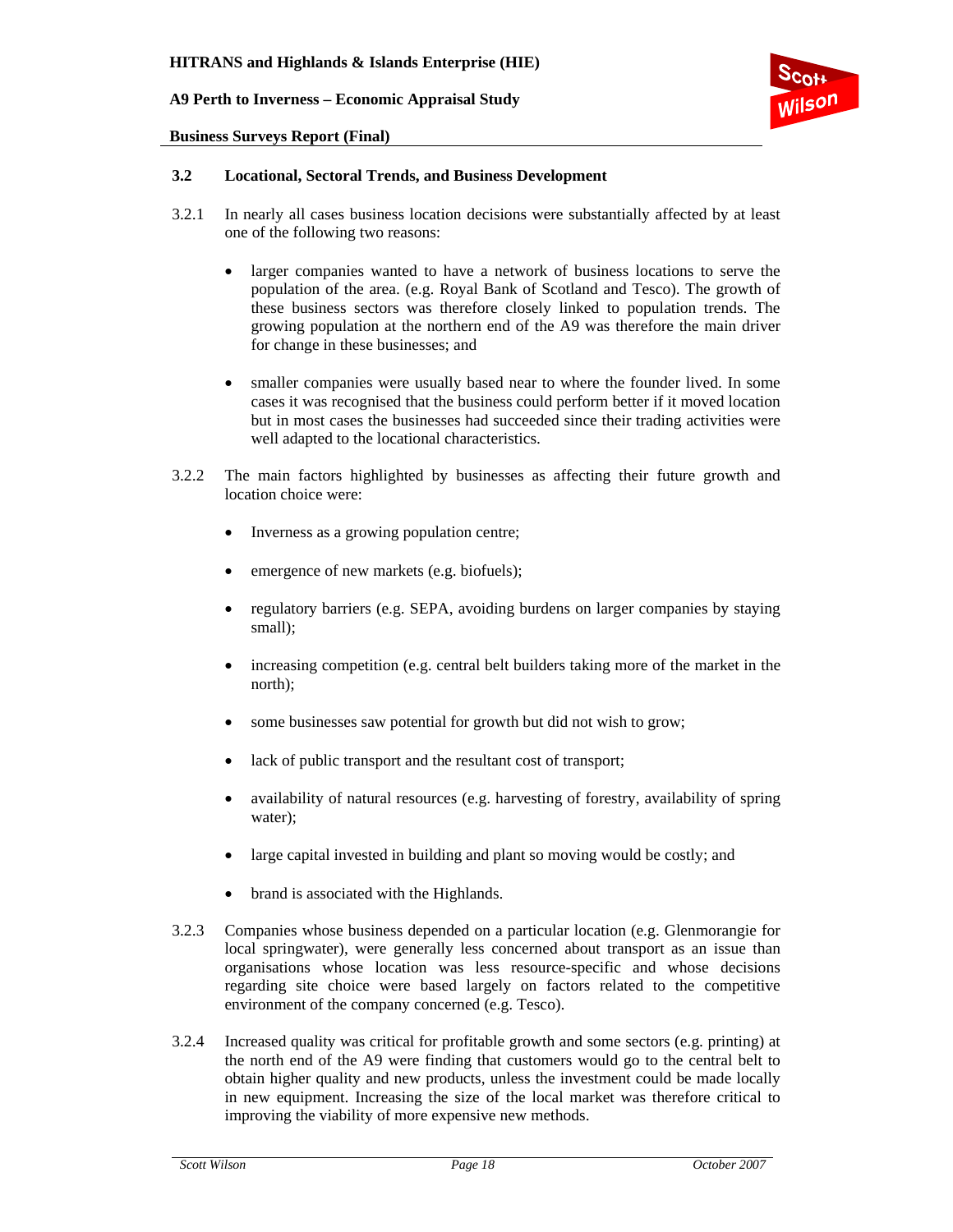### 3.2 Locational, Sectoral Trends, and Business Development

3.2.1 In nearly all cases business location decisions were substantially affected by at least one of the following two reasons:

- larger companies wanted to have a network of business locations to serve the population of the area. (e.g. Royal Bank of Scotland and Tesco). The growth of these business sectors was therefore closely linked to population trends. The growing population at the northern end of the A9 was therefore the main driver for change in these businesses; and

- smaller companies were usually based near to where the founder lived. In some cases it was recognised that the business could perform better if it moved location but in most cases the businesses had succeeded since their trading activities were well adapted to the locational characteristics.

3.2.2 The main factors highlighted by businesses as affecting their future growth and location choice were:

- Inverness as a growing population centre;
- emergence of new markets (e.g. biofuels);
- regulatory barriers (e.g. SEPA, avoiding burdens on larger companies by staying small);
- increasing competition (e.g. central belt builders taking more of the market in the north);
- some businesses saw potential for growth but did not wish to grow;
- lack of public transport and the resultant cost of transport;
- availability of natural resources (e.g. harvesting of forestry, availability of spring water);
- large capital invested in building and plant so moving would be costly; and
- brand is associated with the Highlands.

3.2.3 Companies whose business depended on a particular location (e.g. Glenmorangie for local springwater), were generally less concerned about transport as an issue than organisations whose location was less resource-specific and whose decisions regarding site choice were based largely on factors related to the competitive environment of the company concerned (e.g. Tesco).

3.2.4 Increased quality was critical for profitable growth and some sectors (e.g. printing) at the north end of the A9 were finding that customers would go to the central belt to obtain higher quality and new products, unless the investment could be made locally in new equipment. Increasing the size of the local market was therefore critical to improving the viability of more expensive new methods.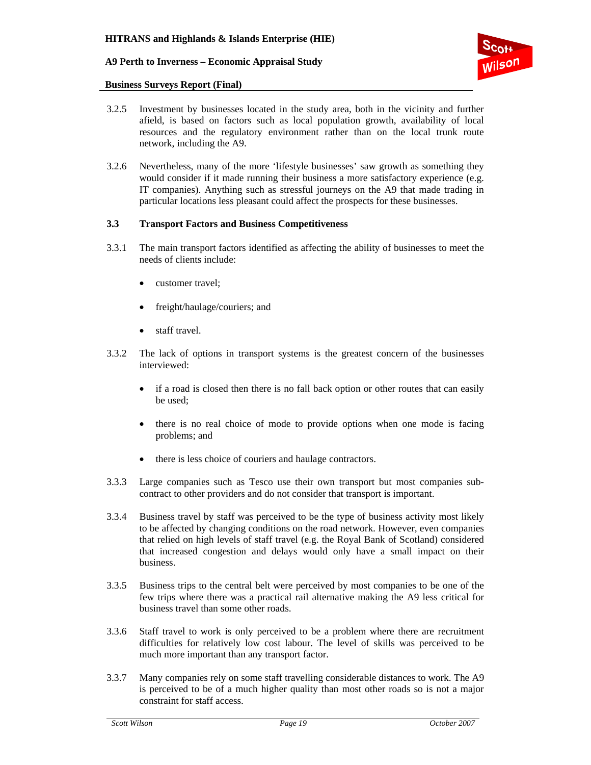3.2.5 Investment by businesses located in the study area, both in the vicinity and further afield, is based on factors such as local population growth, availability of local resources and the regulatory environment rather than on the local trunk route network, including the A9.

3.2.6 Nevertheless, many of the more 'lifestyle businesses' saw growth as something they would consider if it made running their business a more satisfactory experience (e.g. IT companies). Anything such as stressful journeys on the A9 that made trading in particular locations less pleasant could affect the prospects for these businesses.

### 3.3 Transport Factors and Business Competitiveness

3.3.1 The main transport factors identified as affecting the ability of businesses to meet the needs of clients include:

- customer travel;
- freight/haulage/couriers; and
- staff travel.

3.3.2 The lack of options in transport systems is the greatest concern of the businesses interviewed:

- if a road is closed then there is no fall back option or other routes that can easily be used;
- there is no real choice of mode to provide options when one mode is facing problems; and
- there is less choice of couriers and haulage contractors.

3.3.3 Large companies such as Tesco use their own transport but most companies sub-contract to other providers and do not consider that transport is important.

3.3.4 Business travel by staff was perceived to be the type of business activity most likely to be affected by changing conditions on the road network. However, even companies that relied on high levels of staff travel (e.g. the Royal Bank of Scotland) considered that increased congestion and delays would only have a small impact on their business.

3.3.5 Business trips to the central belt were perceived by most companies to be one of the few trips where there was a practical rail alternative making the A9 less critical for business travel than some other roads.

3.3.6 Staff travel to work is only perceived to be a problem where there are recruitment difficulties for relatively low cost labour. The level of skills was perceived to be much more important than any transport factor.

3.3.7 Many companies rely on some staff travelling considerable distances to work. The A9 is perceived to be of a much higher quality than most other roads so is not a major constraint for staff access.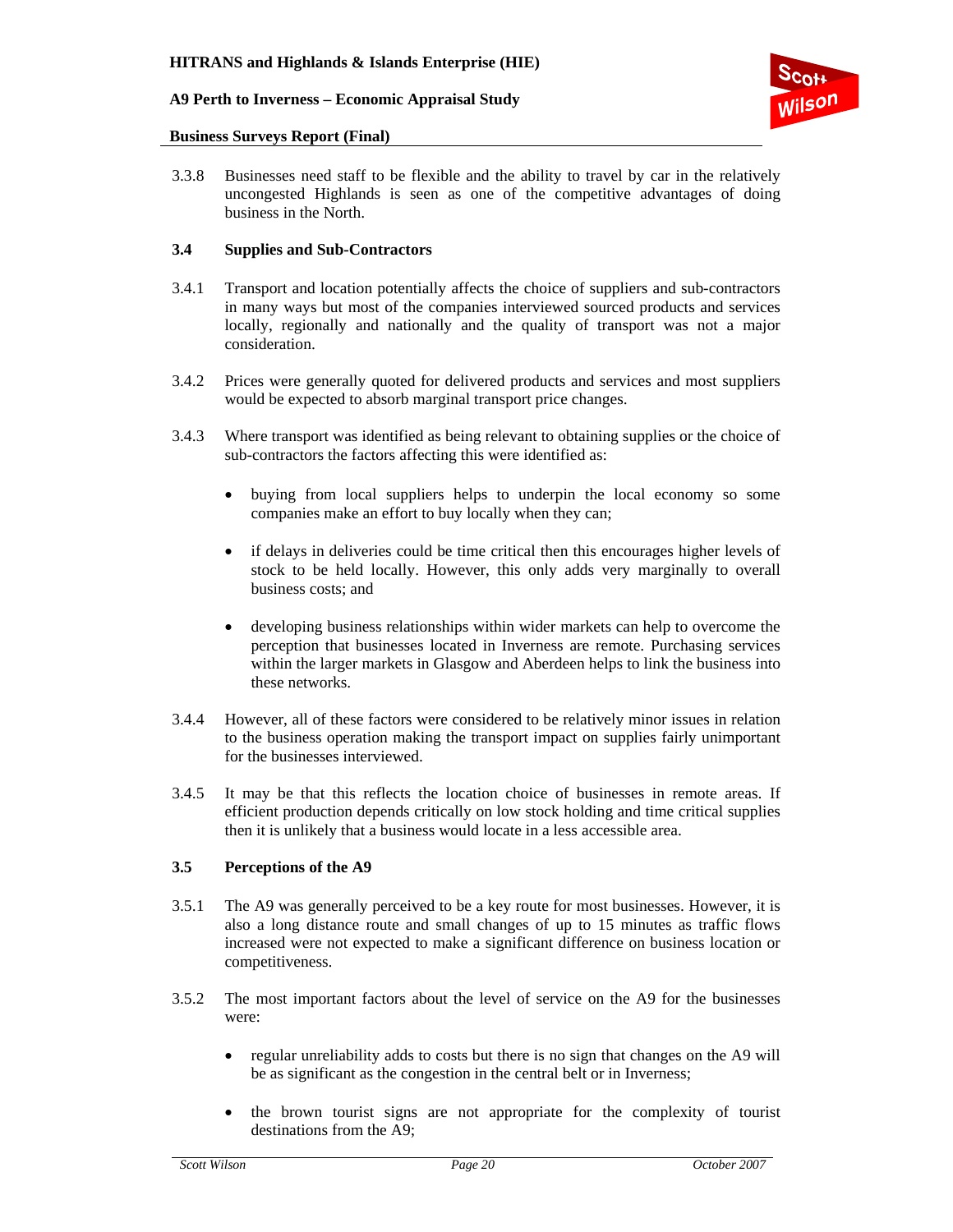3.3.8 Businesses need staff to be flexible and the ability to travel by car in the relatively uncongested Highlands is seen as one of the competitive advantages of doing business in the North.

### 3.4 Supplies and Sub-Contractors

3.4.1 Transport and location potentially affects the choice of suppliers and sub-contractors in many ways but most of the companies interviewed sourced products and services locally, regionally and nationally and the quality of transport was not a major consideration.

3.4.2 Prices were generally quoted for delivered products and services and most suppliers would be expected to absorb marginal transport price changes.

3.4.3 Where transport was identified as being relevant to obtaining supplies or the choice of sub-contractors the factors affecting this were identified as:

- buying from local suppliers helps to underpin the local economy so some companies make an effort to buy locally when they can;
- if delays in deliveries could be time critical then this encourages higher levels of stock to be held locally. However, this only adds very marginally to overall business costs; and
- developing business relationships within wider markets can help to overcome the perception that businesses located in Inverness are remote. Purchasing services within the larger markets in Glasgow and Aberdeen helps to link the business into these networks.

3.4.4 However, all of these factors were considered to be relatively minor issues in relation to the business operation making the transport impact on supplies fairly unimportant for the businesses interviewed.

3.4.5 It may be that this reflects the location choice of businesses in remote areas. If efficient production depends critically on low stock holding and time critical supplies then it is unlikely that a business would locate in a less accessible area.

### 3.5 Perceptions of the A9

3.5.1 The A9 was generally perceived to be a key route for most businesses. However, it is also a long distance route and small changes of up to 15 minutes as traffic flows increased were not expected to make a significant difference on business location or competitiveness.

3.5.2 The most important factors about the level of service on the A9 for the businesses were:

- regular unreliability adds to costs but there is no sign that changes on the A9 will be as significant as the congestion in the central belt or in Inverness;
- the brown tourist signs are not appropriate for the complexity of tourist destinations from the A9;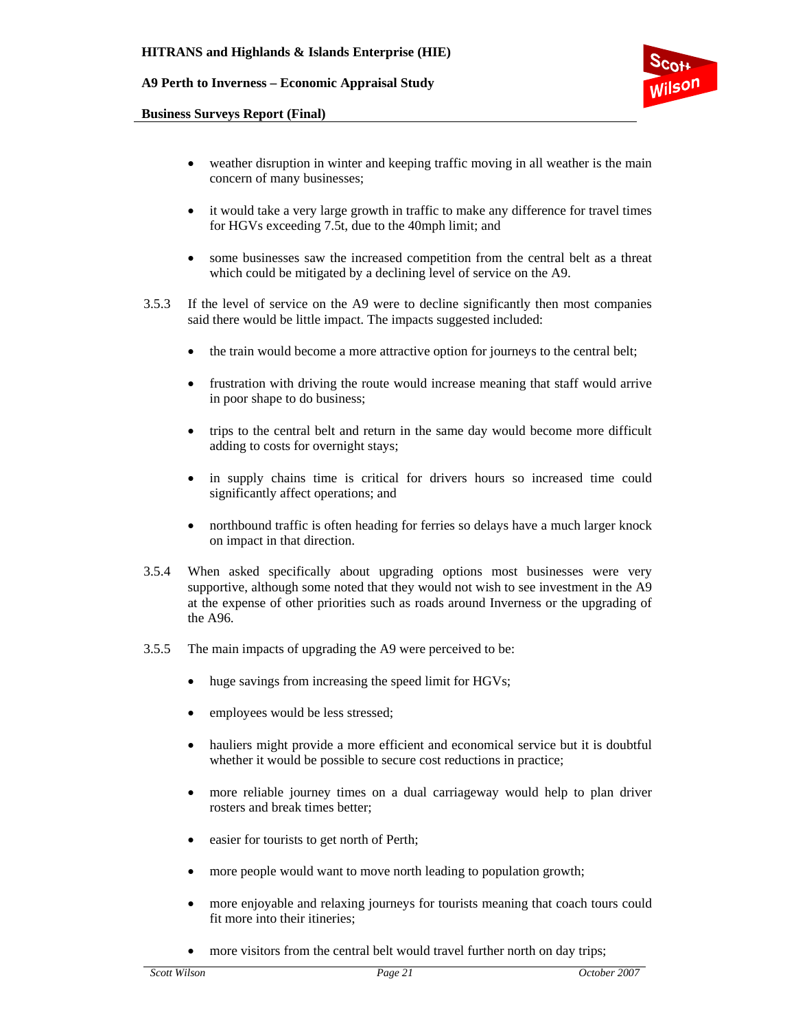- weather disruption in winter and keeping traffic moving in all weather is the main concern of many businesses;

- it would take a very large growth in traffic to make any difference for travel times for HGVs exceeding 7.5t, due to the 40mph limit; and

- some businesses saw the increased competition from the central belt as a threat which could be mitigated by a declining level of service on the A9.

3.5.3 If the level of service on the A9 were to decline significantly then most companies said there would be little impact. The impacts suggested included:

- the train would become a more attractive option for journeys to the central belt;

- frustration with driving the route would increase meaning that staff would arrive in poor shape to do business;

- trips to the central belt and return in the same day would become more difficult adding to costs for overnight stays;

- in supply chains time is critical for drivers hours so increased time could significantly affect operations; and

- northbound traffic is often heading for ferries so delays have a much larger knock on impact in that direction.

3.5.4 When asked specifically about upgrading options most businesses were very supportive, although some noted that they would not wish to see investment in the A9 at the expense of other priorities such as roads around Inverness or the upgrading of the A96.

3.5.5 The main impacts of upgrading the A9 were perceived to be:

- huge savings from increasing the speed limit for HGVs;

- employees would be less stressed;

- hauliers might provide a more efficient and economical service but it is doubtful whether it would be possible to secure cost reductions in practice;

- more reliable journey times on a dual carriageway would help to plan driver rosters and break times better;

- easier for tourists to get north of Perth;

- more people would want to move north leading to population growth;

- more enjoyable and relaxing journeys for tourists meaning that coach tours could fit more into their itineries;

- more visitors from the central belt would travel further north on day trips;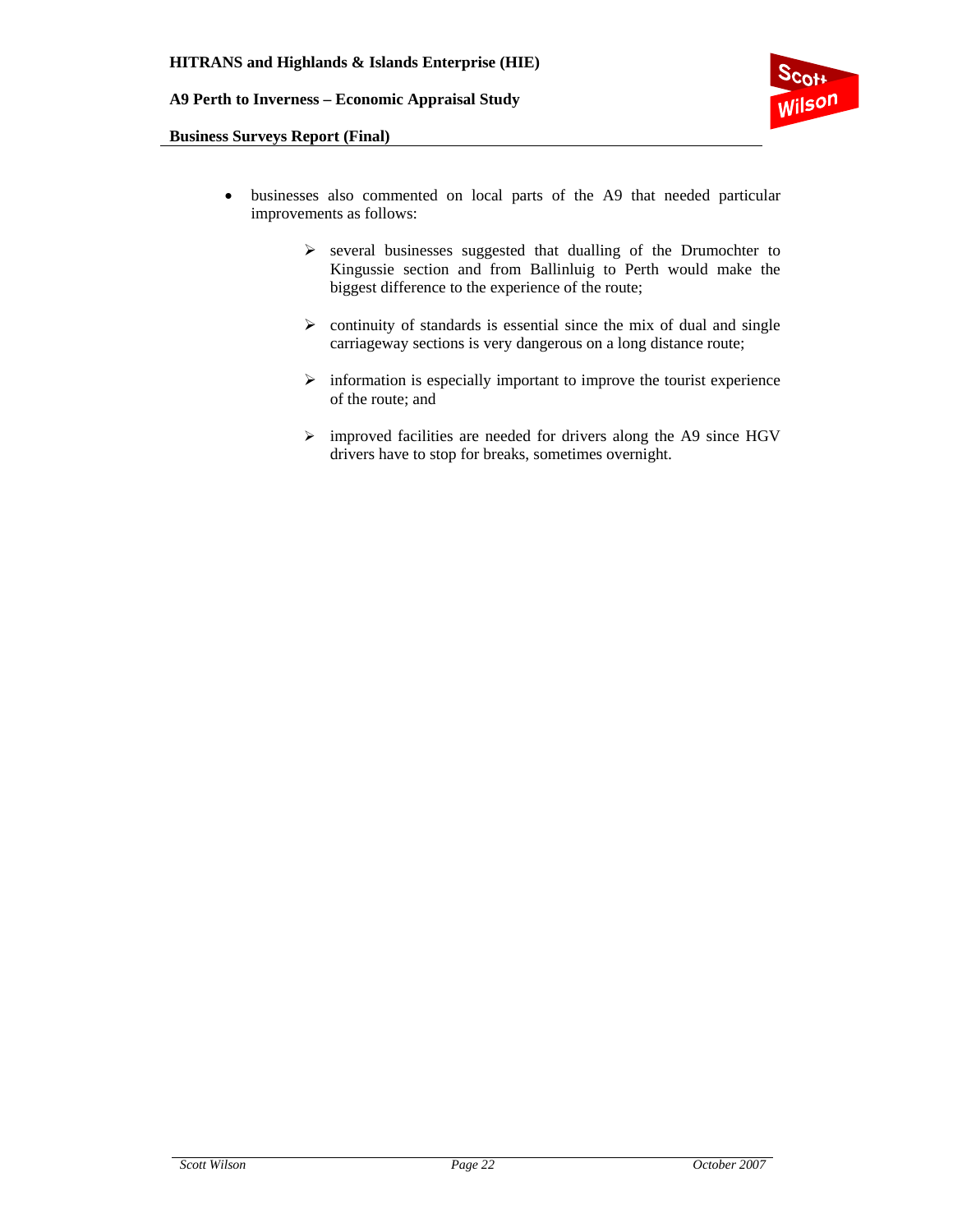- businesses also commented on local parts of the A9 that needed particular improvements as follows:

    - several businesses suggested that dualling of the Drumochter to Kingussie section and from Ballinluig to Perth would make the biggest difference to the experience of the route;

    - continuity of standards is essential since the mix of dual and single carriageway sections is very dangerous on a long distance route;

    - information is especially important to improve the tourist experience of the route; and

    - improved facilities are needed for drivers along the A9 since HGV drivers have to stop for breaks, sometimes overnight.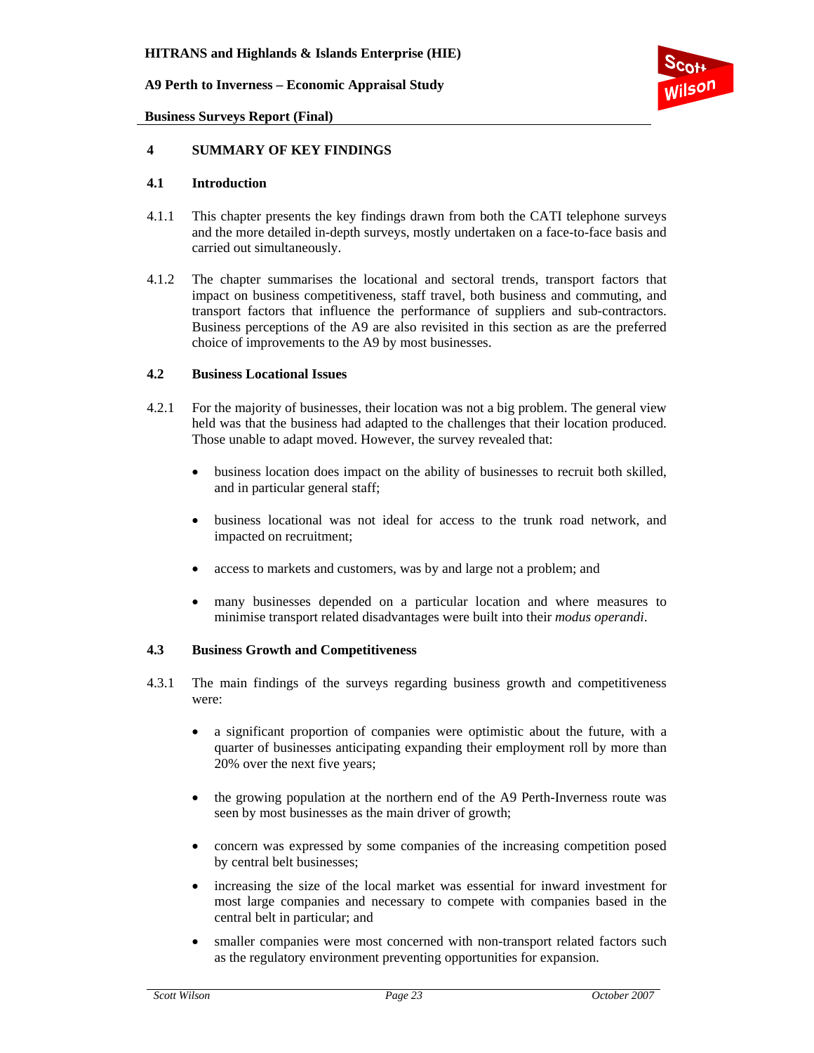# 4 SUMMARY OF KEY FINDINGS

## 4.1 Introduction

4.1.1 This chapter presents the key findings drawn from both the CATI telephone surveys and the more detailed in-depth surveys, mostly undertaken on a face-to-face basis and carried out simultaneously.

4.1.2 The chapter summarises the locational and sectoral trends, transport factors that impact on business competitiveness, staff travel, both business and commuting, and transport factors that influence the performance of suppliers and sub-contractors. Business perceptions of the A9 are also revisited in this section as are the preferred choice of improvements to the A9 by most businesses.

## 4.2 Business Locational Issues

4.2.1 For the majority of businesses, their location was not a big problem. The general view held was that the business had adapted to the challenges that their location produced. Those unable to adapt moved. However, the survey revealed that:

- business location does impact on the ability of businesses to recruit both skilled, and in particular general staff;
- business locational was not ideal for access to the trunk road network, and impacted on recruitment;
- access to markets and customers, was by and large not a problem; and
- many businesses depended on a particular location and where measures to minimise transport related disadvantages were built into their *modus operandi*.

## 4.3 Business Growth and Competitiveness

4.3.1 The main findings of the surveys regarding business growth and competitiveness were:

- a significant proportion of companies were optimistic about the future, with a quarter of businesses anticipating expanding their employment roll by more than 20% over the next five years;
- the growing population at the northern end of the A9 Perth-Inverness route was seen by most businesses as the main driver of growth;
- concern was expressed by some companies of the increasing competition posed by central belt businesses;
- increasing the size of the local market was essential for inward investment for most large companies and necessary to compete with companies based in the central belt in particular; and
- smaller companies were most concerned with non-transport related factors such as the regulatory environment preventing opportunities for expansion.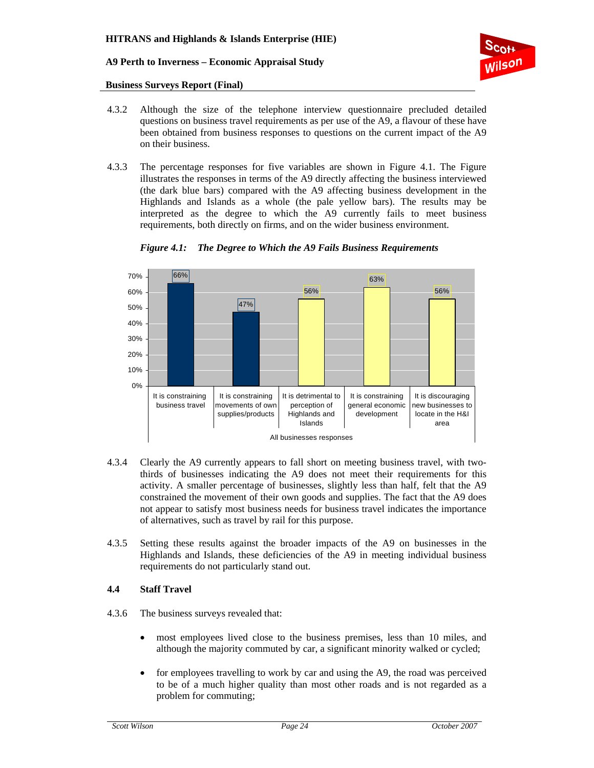4.3.2 Although the size of the telephone interview questionnaire precluded detailed questions on business travel requirements as per use of the A9, a flavour of these have been obtained from business responses to questions on the current impact of the A9 on their business.

4.3.3 The percentage responses for five variables are shown in Figure 4.1. The Figure illustrates the responses in terms of the A9 directly affecting the business interviewed (the dark blue bars) compared with the A9 affecting business development in the Highlands and Islands as a whole (the pale yellow bars). The results may be interpreted as the degree to which the A9 currently fails to meet business requirements, both directly on firms, and on the wider business environment.

***Figure 4.1: The Degree to Which the A9 Fails Business Requirements***

| All businesses responses | % |
|---|---|
| It is constraining business travel | 66% |
| It is constraining movements of own supplies/products | 47% |
| It is detrimental to perception of Highlands and Islands | 56% |
| It is constraining general economic development | 63% |
| It is discouraging new businesses to locate in the H&I area | 56% |

4.3.4 Clearly the A9 currently appears to fall short on meeting business travel, with two-thirds of businesses indicating the A9 does not meet their requirements for this activity. A smaller percentage of businesses, slightly less than half, felt that the A9 constrained the movement of their own goods and supplies. The fact that the A9 does not appear to satisfy most business needs for business travel indicates the importance of alternatives, such as travel by rail for this purpose.

4.3.5 Setting these results against the broader impacts of the A9 on businesses in the Highlands and Islands, these deficiencies of the A9 in meeting individual business requirements do not particularly stand out.

## 4.4 Staff Travel

4.3.6 The business surveys revealed that:

- most employees lived close to the business premises, less than 10 miles, and although the majority commuted by car, a significant minority walked or cycled;
- for employees travelling to work by car and using the A9, the road was perceived to be of a much higher quality than most other roads and is not regarded as a problem for commuting;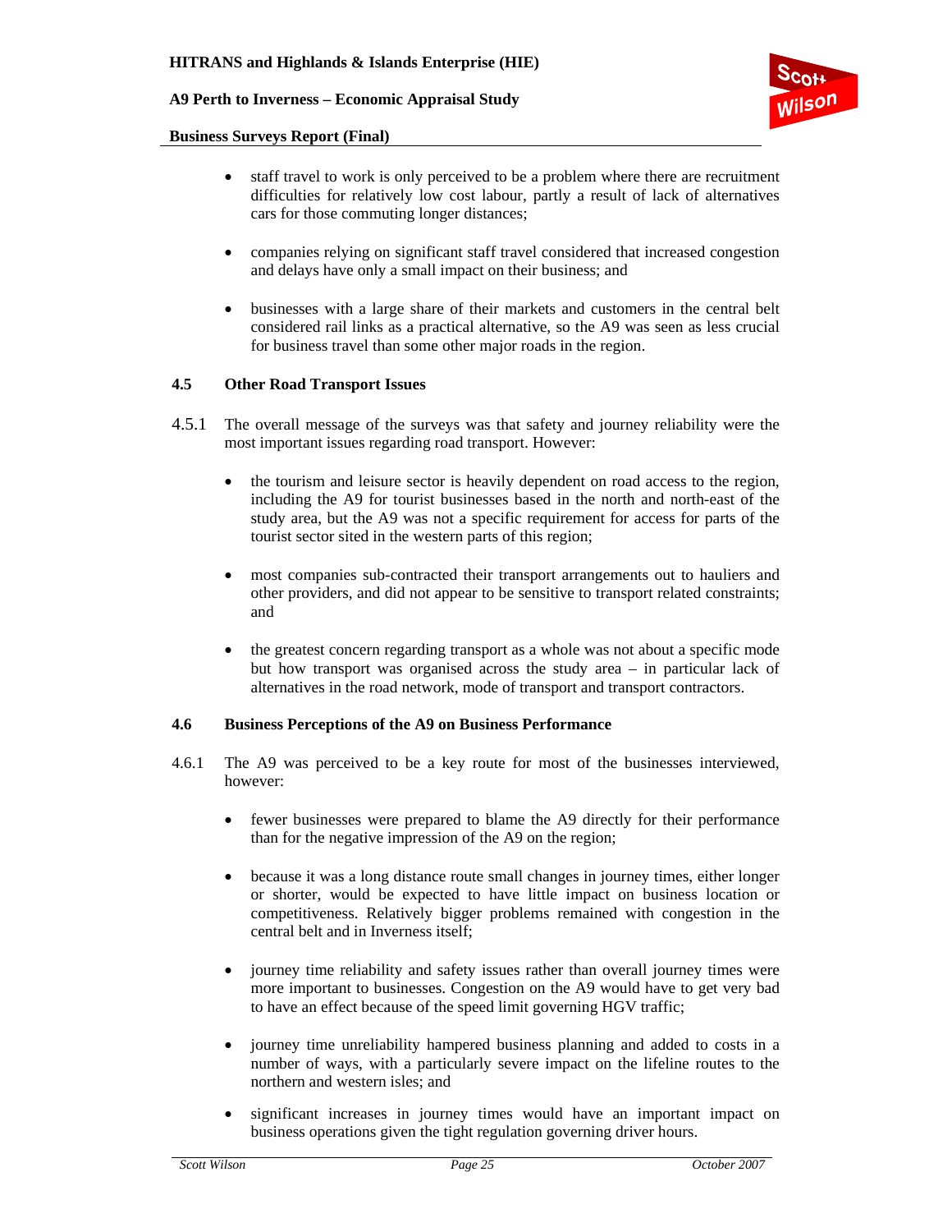- staff travel to work is only perceived to be a problem where there are recruitment difficulties for relatively low cost labour, partly a result of lack of alternatives cars for those commuting longer distances;

- companies relying on significant staff travel considered that increased congestion and delays have only a small impact on their business; and

- businesses with a large share of their markets and customers in the central belt considered rail links as a practical alternative, so the A9 was seen as less crucial for business travel than some other major roads in the region.

### 4.5 Other Road Transport Issues

4.5.1 The overall message of the surveys was that safety and journey reliability were the most important issues regarding road transport. However:

- the tourism and leisure sector is heavily dependent on road access to the region, including the A9 for tourist businesses based in the north and north-east of the study area, but the A9 was not a specific requirement for access for parts of the tourist sector sited in the western parts of this region;

- most companies sub-contracted their transport arrangements out to hauliers and other providers, and did not appear to be sensitive to transport related constraints; and

- the greatest concern regarding transport as a whole was not about a specific mode but how transport was organised across the study area – in particular lack of alternatives in the road network, mode of transport and transport contractors.

### 4.6 Business Perceptions of the A9 on Business Performance

4.6.1 The A9 was perceived to be a key route for most of the businesses interviewed, however:

- fewer businesses were prepared to blame the A9 directly for their performance than for the negative impression of the A9 on the region;

- because it was a long distance route small changes in journey times, either longer or shorter, would be expected to have little impact on business location or competitiveness. Relatively bigger problems remained with congestion in the central belt and in Inverness itself;

- journey time reliability and safety issues rather than overall journey times were more important to businesses. Congestion on the A9 would have to get very bad to have an effect because of the speed limit governing HGV traffic;

- journey time unreliability hampered business planning and added to costs in a number of ways, with a particularly severe impact on the lifeline routes to the northern and western isles; and

- significant increases in journey times would have an important impact on business operations given the tight regulation governing driver hours.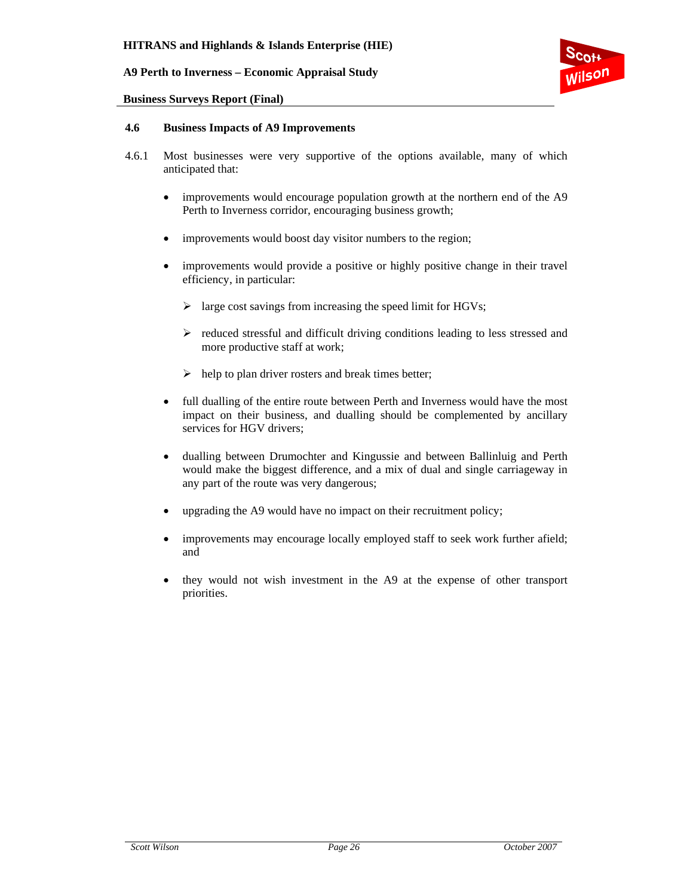## 4.6 Business Impacts of A9 Improvements

4.6.1 Most businesses were very supportive of the options available, many of which anticipated that:

- improvements would encourage population growth at the northern end of the A9 Perth to Inverness corridor, encouraging business growth;

- improvements would boost day visitor numbers to the region;

- improvements would provide a positive or highly positive change in their travel efficiency, in particular:

  - large cost savings from increasing the speed limit for HGVs;

  - reduced stressful and difficult driving conditions leading to less stressed and more productive staff at work;

  - help to plan driver rosters and break times better;

- full dualling of the entire route between Perth and Inverness would have the most impact on their business, and dualling should be complemented by ancillary services for HGV drivers;

- dualling between Drumochter and Kingussie and between Ballinluig and Perth would make the biggest difference, and a mix of dual and single carriageway in any part of the route was very dangerous;

- upgrading the A9 would have no impact on their recruitment policy;

- improvements may encourage locally employed staff to seek work further afield; and

- they would not wish investment in the A9 at the expense of other transport priorities.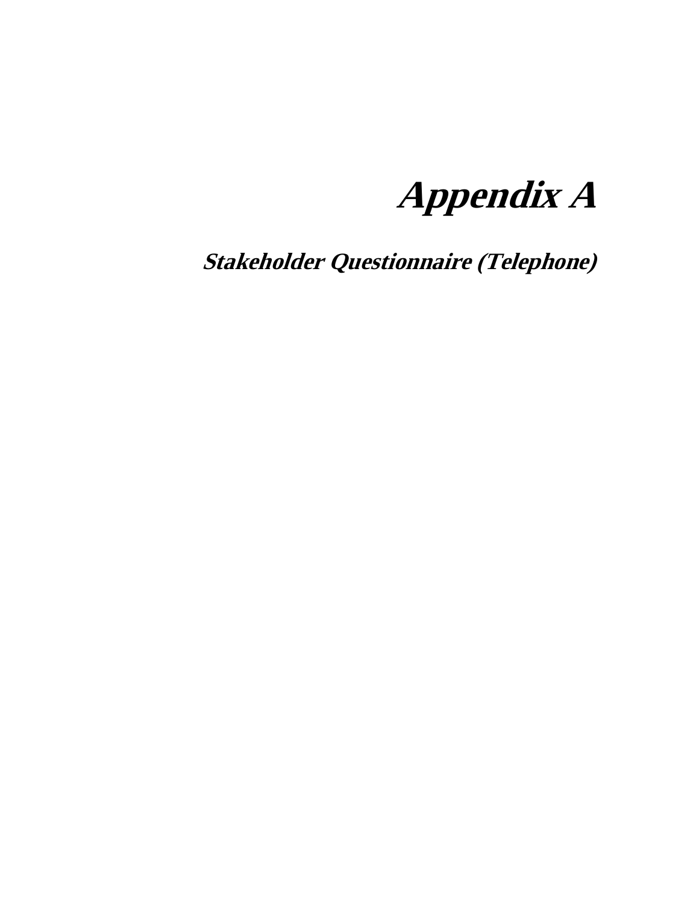# *Appendix A*

## *Stakeholder Questionnaire (Telephone)*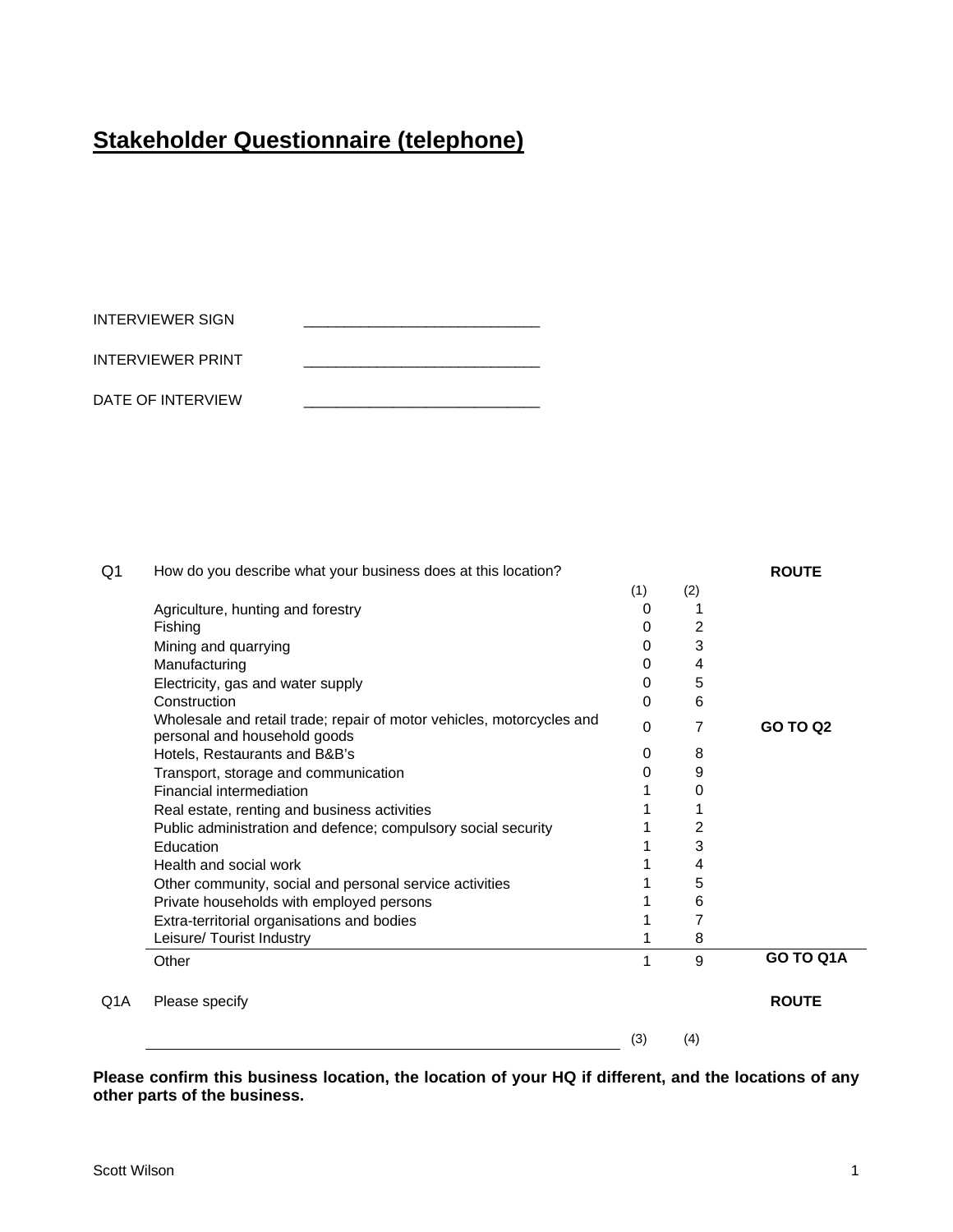# Stakeholder Questionnaire (telephone)

INTERVIEWER SIGN ____________________________

INTERVIEWER PRINT ____________________________

DATE OF INTERVIEW ____________________________

| Q1 | How do you describe what your business does at this location? | (1) | (2) | **ROUTE** |
|---|---|---|---|---|
| | Agriculture, hunting and forestry | 0 | 1 | |
| | Fishing | 0 | 2 | |
| | Mining and quarrying | 0 | 3 | |
| | Manufacturing | 0 | 4 | |
| | Electricity, gas and water supply | 0 | 5 | |
| | Construction | 0 | 6 | |
| | Wholesale and retail trade; repair of motor vehicles, motorcycles and personal and household goods | 0 | 7 | **GO TO Q2** |
| | Hotels, Restaurants and B&B's | 0 | 8 | |
| | Transport, storage and communication | 0 | 9 | |
| | Financial intermediation | 1 | 0 | |
| | Real estate, renting and business activities | 1 | 1 | |
| | Public administration and defence; compulsory social security | 1 | 2 | |
| | Education | 1 | 3 | |
| | Health and social work | 1 | 4 | |
| | Other community, social and personal service activities | 1 | 5 | |
| | Private households with employed persons | 1 | 6 | |
| | Extra-territorial organisations and bodies | 1 | 7 | |
| | Leisure/ Tourist Industry | 1 | 8 | |
| | Other | 1 | 9 | **GO TO Q1A** |

| Q1A | Please specify | | | **ROUTE** |
|---|---|---|---|---|
| | ____________________________________________ | (3) | (4) | |

**Please confirm this business location, the location of your HQ if different, and the locations of any other parts of the business.**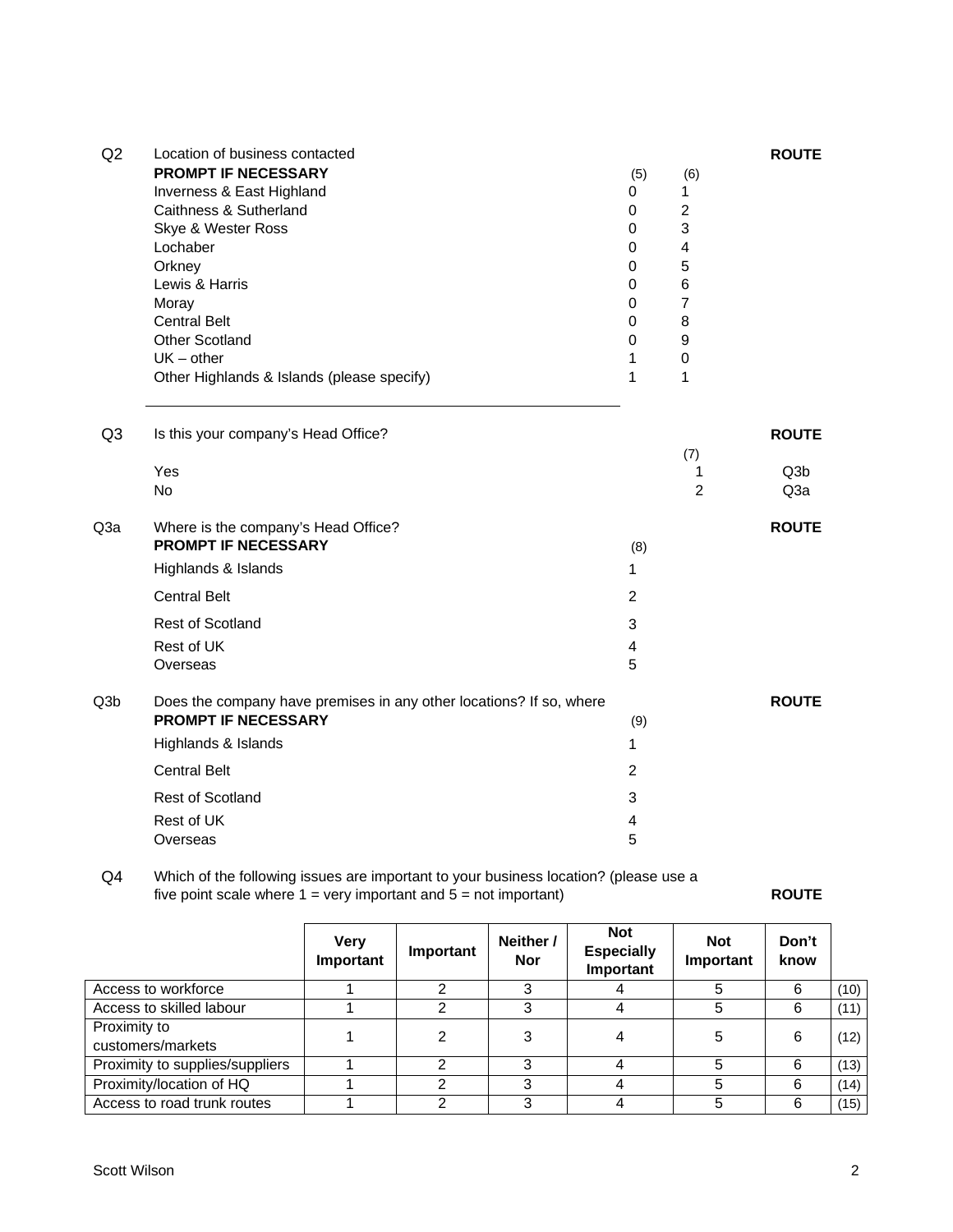| Q2 | Location of business contacted | | | ROUTE |
|---|---|---|---|---|
| | **PROMPT IF NECESSARY** | (5) | (6) | |
| | Inverness & East Highland | 0 | 1 | |
| | Caithness & Sutherland | 0 | 2 | |
| | Skye & Wester Ross | 0 | 3 | |
| | Lochaber | 0 | 4 | |
| | Orkney | 0 | 5 | |
| | Lewis & Harris | 0 | 6 | |
| | Moray | 0 | 7 | |
| | Central Belt | 0 | 8 | |
| | Other Scotland | 0 | 9 | |
| | UK – other | 1 | 0 | |
| | Other Highlands & Islands (please specify) | 1 | 1 | |

| Q3 | Is this your company's Head Office? | (7) | ROUTE |
|---|---|---|---|
| | Yes | 1 | Q3b |
| | No | 2 | Q3a |

| Q3a | Where is the company's Head Office? | | ROUTE |
|---|---|---|---|
| | **PROMPT IF NECESSARY** | (8) | |
| | Highlands & Islands | 1 | |
| | Central Belt | 2 | |
| | Rest of Scotland | 3 | |
| | Rest of UK | 4 | |
| | Overseas | 5 | |

| Q3b | Does the company have premises in any other locations? If so, where | | ROUTE |
|---|---|---|---|
| | **PROMPT IF NECESSARY** | (9) | |
| | Highlands & Islands | 1 | |
| | Central Belt | 2 | |
| | Rest of Scotland | 3 | |
| | Rest of UK | 4 | |
| | Overseas | 5 | |

Q4 Which of the following issues are important to your business location? (please use a five point scale where 1 = very important and 5 = not important) **ROUTE**

| | Very Important | Important | Neither / Nor | Not Especially Important | Not Important | Don't know | |
|---|---|---|---|---|---|---|---|
| Access to workforce | 1 | 2 | 3 | 4 | 5 | 6 | (10) |
| Access to skilled labour | 1 | 2 | 3 | 4 | 5 | 6 | (11) |
| Proximity to customers/markets | 1 | 2 | 3 | 4 | 5 | 6 | (12) |
| Proximity to supplies/suppliers | 1 | 2 | 3 | 4 | 5 | 6 | (13) |
| Proximity/location of HQ | 1 | 2 | 3 | 4 | 5 | 6 | (14) |
| Access to road trunk routes | 1 | 2 | 3 | 4 | 5 | 6 | (15) |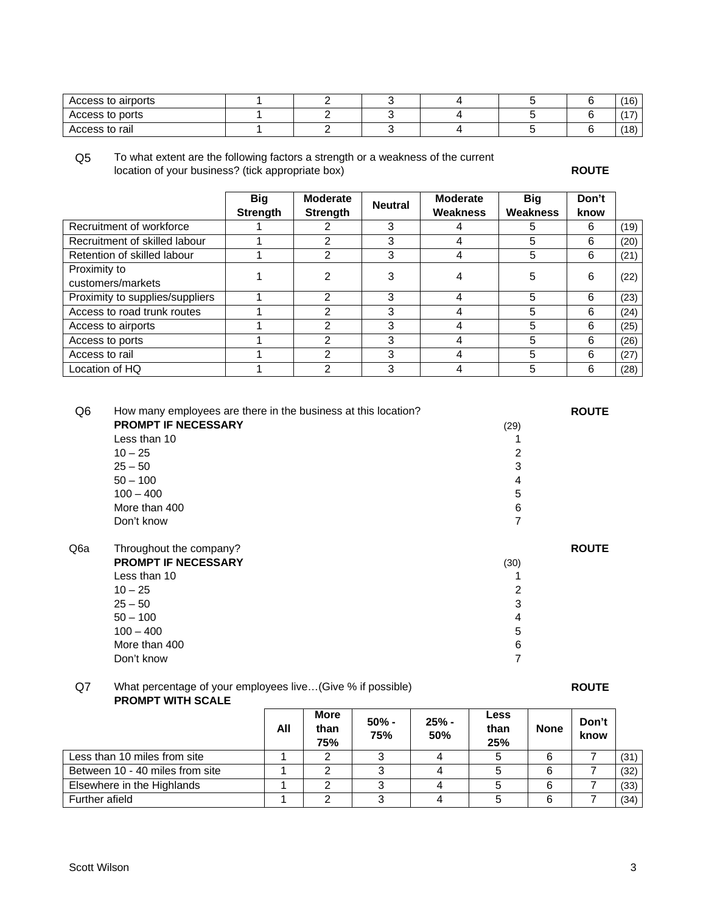| Access to airports | 1 | 2 | 3 | 4 | 5 | 6 | (16) |
|---|---|---|---|---|---|---|---|
| Access to ports | 1 | 2 | 3 | 4 | 5 | 6 | (17) |
| Access to rail | 1 | 2 | 3 | 4 | 5 | 6 | (18) |

Q5 To what extent are the following factors a strength or a weakness of the current location of your business? (tick appropriate box) **ROUTE**

| | **Big Strength** | **Moderate Strength** | **Neutral** | **Moderate Weakness** | **Big Weakness** | **Don't know** | |
|---|---|---|---|---|---|---|---|
| Recruitment of workforce | 1 | 2 | 3 | 4 | 5 | 6 | (19) |
| Recruitment of skilled labour | 1 | 2 | 3 | 4 | 5 | 6 | (20) |
| Retention of skilled labour | 1 | 2 | 3 | 4 | 5 | 6 | (21) |
| Proximity to customers/markets | 1 | 2 | 3 | 4 | 5 | 6 | (22) |
| Proximity to supplies/suppliers | 1 | 2 | 3 | 4 | 5 | 6 | (23) |
| Access to road trunk routes | 1 | 2 | 3 | 4 | 5 | 6 | (24) |
| Access to airports | 1 | 2 | 3 | 4 | 5 | 6 | (25) |
| Access to ports | 1 | 2 | 3 | 4 | 5 | 6 | (26) |
| Access to rail | 1 | 2 | 3 | 4 | 5 | 6 | (27) |
| Location of HQ | 1 | 2 | 3 | 4 | 5 | 6 | (28) |

Q6 How many employees are there in the business at this location? **ROUTE**

**PROMPT IF NECESSARY** (29)

| | |
|---|---|
| Less than 10 | 1 |
| 10 – 25 | 2 |
| 25 – 50 | 3 |
| 50 – 100 | 4 |
| 100 – 400 | 5 |
| More than 400 | 6 |
| Don't know | 7 |

Q6a Throughout the company? **ROUTE**

**PROMPT IF NECESSARY** (30)

| | |
|---|---|
| Less than 10 | 1 |
| 10 – 25 | 2 |
| 25 – 50 | 3 |
| 50 – 100 | 4 |
| 100 – 400 | 5 |
| More than 400 | 6 |
| Don't know | 7 |

Q7 What percentage of your employees live…(Give % if possible) **ROUTE**

**PROMPT WITH SCALE**

| | **All** | **More than 75%** | **50% - 75%** | **25% - 50%** | **Less than 25%** | **None** | **Don't know** | |
|---|---|---|---|---|---|---|---|---|
| Less than 10 miles from site | 1 | 2 | 3 | 4 | 5 | 6 | 7 | (31) |
| Between 10 - 40 miles from site | 1 | 2 | 3 | 4 | 5 | 6 | 7 | (32) |
| Elsewhere in the Highlands | 1 | 2 | 3 | 4 | 5 | 6 | 7 | (33) |
| Further afield | 1 | 2 | 3 | 4 | 5 | 6 | 7 | (34) |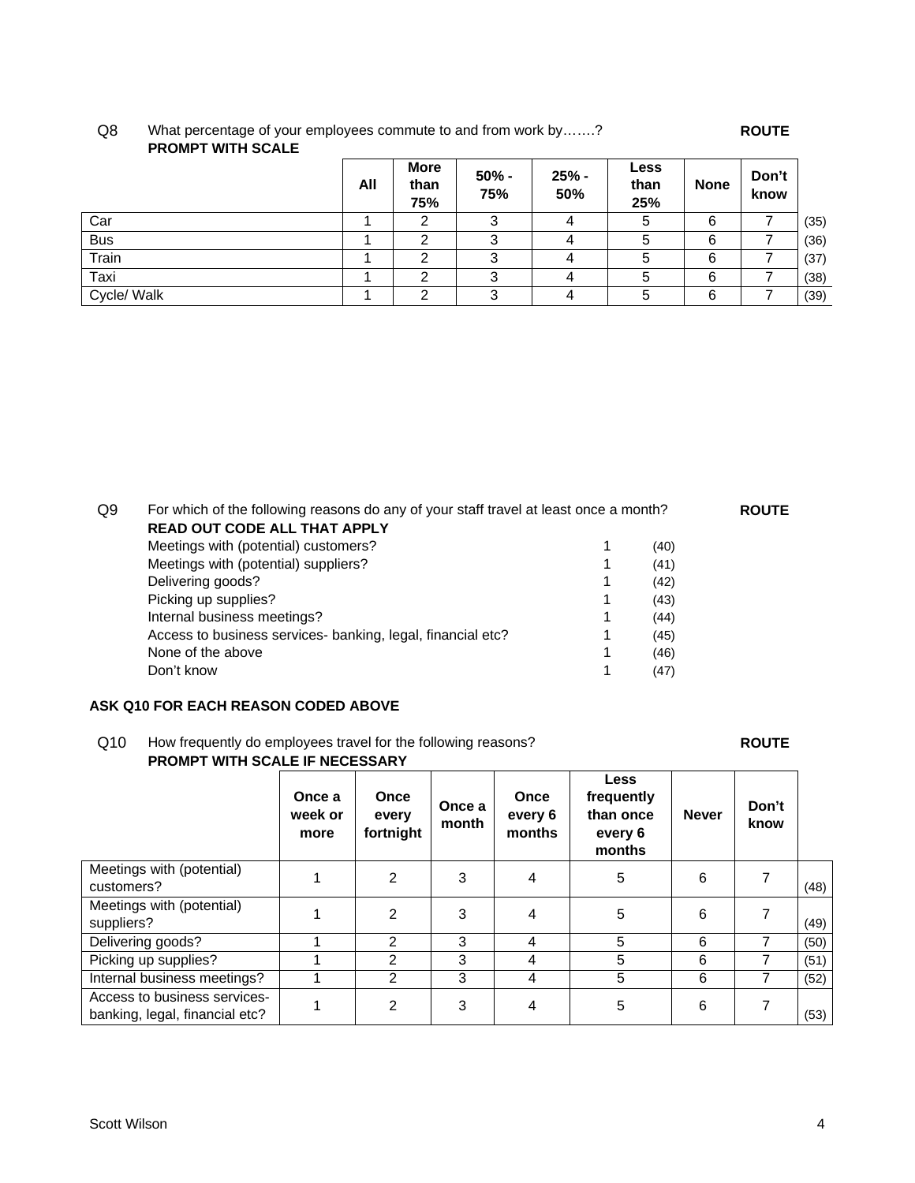Q8 What percentage of your employees commute to and from work by…….? **ROUTE**
**PROMPT WITH SCALE**

| | All | More than 75% | 50% - 75% | 25% - 50% | Less than 25% | None | Don't know | |
|---|---|---|---|---|---|---|---|---|
| Car | 1 | 2 | 3 | 4 | 5 | 6 | 7 | (35) |
| Bus | 1 | 2 | 3 | 4 | 5 | 6 | 7 | (36) |
| Train | 1 | 2 | 3 | 4 | 5 | 6 | 7 | (37) |
| Taxi | 1 | 2 | 3 | 4 | 5 | 6 | 7 | (38) |
| Cycle/ Walk | 1 | 2 | 3 | 4 | 5 | 6 | 7 | (39) |

Q9 For which of the following reasons do any of your staff travel at least once a month? **ROUTE**
**READ OUT CODE ALL THAT APPLY**

| | | |
|---|---|---|
| Meetings with (potential) customers? | 1 | (40) |
| Meetings with (potential) suppliers? | 1 | (41) |
| Delivering goods? | 1 | (42) |
| Picking up supplies? | 1 | (43) |
| Internal business meetings? | 1 | (44) |
| Access to business services- banking, legal, financial etc? | 1 | (45) |
| None of the above | 1 | (46) |
| Don't know | 1 | (47) |

**ASK Q10 FOR EACH REASON CODED ABOVE**

Q10 How frequently do employees travel for the following reasons? **ROUTE**
**PROMPT WITH SCALE IF NECESSARY**

| | Once a week or more | Once every fortnight | Once a month | Once every 6 months | Less frequently than once every 6 months | Never | Don't know | |
|---|---|---|---|---|---|---|---|---|
| Meetings with (potential) customers? | 1 | 2 | 3 | 4 | 5 | 6 | 7 | (48) |
| Meetings with (potential) suppliers? | 1 | 2 | 3 | 4 | 5 | 6 | 7 | (49) |
| Delivering goods? | 1 | 2 | 3 | 4 | 5 | 6 | 7 | (50) |
| Picking up supplies? | 1 | 2 | 3 | 4 | 5 | 6 | 7 | (51) |
| Internal business meetings? | 1 | 2 | 3 | 4 | 5 | 6 | 7 | (52) |
| Access to business services- banking, legal, financial etc? | 1 | 2 | 3 | 4 | 5 | 6 | 7 | (53) |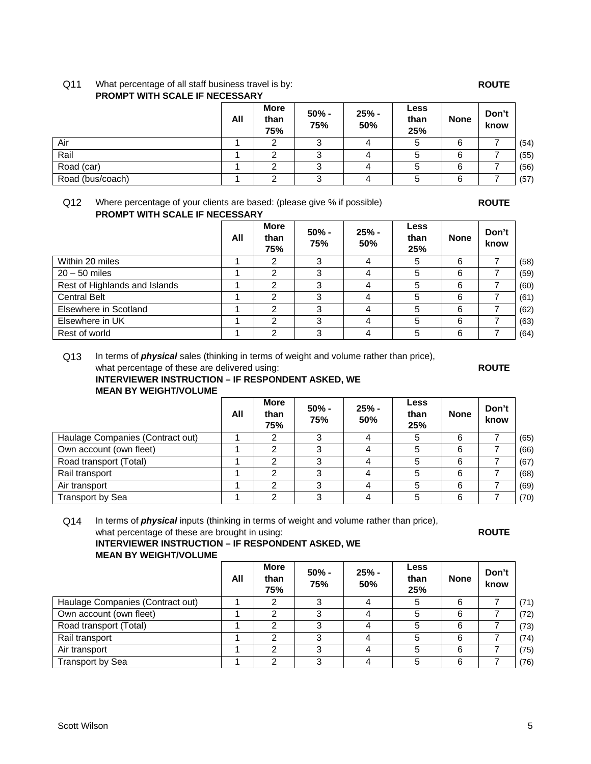Q11 What percentage of all staff business travel is by: **ROUTE**
**PROMPT WITH SCALE IF NECESSARY**

| | All | More than 75% | 50% - 75% | 25% - 50% | Less than 25% | None | Don't know | |
|---|---|---|---|---|---|---|---|---|
| Air | 1 | 2 | 3 | 4 | 5 | 6 | 7 | (54) |
| Rail | 1 | 2 | 3 | 4 | 5 | 6 | 7 | (55) |
| Road (car) | 1 | 2 | 3 | 4 | 5 | 6 | 7 | (56) |
| Road (bus/coach) | 1 | 2 | 3 | 4 | 5 | 6 | 7 | (57) |

Q12 Where percentage of your clients are based: (please give % if possible) **ROUTE**
**PROMPT WITH SCALE IF NECESSARY**

| | All | More than 75% | 50% - 75% | 25% - 50% | Less than 25% | None | Don't know | |
|---|---|---|---|---|---|---|---|---|
| Within 20 miles | 1 | 2 | 3 | 4 | 5 | 6 | 7 | (58) |
| 20 – 50 miles | 1 | 2 | 3 | 4 | 5 | 6 | 7 | (59) |
| Rest of Highlands and Islands | 1 | 2 | 3 | 4 | 5 | 6 | 7 | (60) |
| Central Belt | 1 | 2 | 3 | 4 | 5 | 6 | 7 | (61) |
| Elsewhere in Scotland | 1 | 2 | 3 | 4 | 5 | 6 | 7 | (62) |
| Elsewhere in UK | 1 | 2 | 3 | 4 | 5 | 6 | 7 | (63) |
| Rest of world | 1 | 2 | 3 | 4 | 5 | 6 | 7 | (64) |

Q13 In terms of ***physical*** sales (thinking in terms of weight and volume rather than price), what percentage of these are delivered using: **ROUTE**
**INTERVIEWER INSTRUCTION – IF RESPONDENT ASKED, WE MEAN BY WEIGHT/VOLUME**

| | All | More than 75% | 50% - 75% | 25% - 50% | Less than 25% | None | Don't know | |
|---|---|---|---|---|---|---|---|---|
| Haulage Companies (Contract out) | 1 | 2 | 3 | 4 | 5 | 6 | 7 | (65) |
| Own account (own fleet) | 1 | 2 | 3 | 4 | 5 | 6 | 7 | (66) |
| Road transport (Total) | 1 | 2 | 3 | 4 | 5 | 6 | 7 | (67) |
| Rail transport | 1 | 2 | 3 | 4 | 5 | 6 | 7 | (68) |
| Air transport | 1 | 2 | 3 | 4 | 5 | 6 | 7 | (69) |
| Transport by Sea | 1 | 2 | 3 | 4 | 5 | 6 | 7 | (70) |

Q14 In terms of ***physical*** inputs (thinking in terms of weight and volume rather than price), what percentage of these are brought in using: **ROUTE**
**INTERVIEWER INSTRUCTION – IF RESPONDENT ASKED, WE MEAN BY WEIGHT/VOLUME**

| | All | More than 75% | 50% - 75% | 25% - 50% | Less than 25% | None | Don't know | |
|---|---|---|---|---|---|---|---|---|
| Haulage Companies (Contract out) | 1 | 2 | 3 | 4 | 5 | 6 | 7 | (71) |
| Own account (own fleet) | 1 | 2 | 3 | 4 | 5 | 6 | 7 | (72) |
| Road transport (Total) | 1 | 2 | 3 | 4 | 5 | 6 | 7 | (73) |
| Rail transport | 1 | 2 | 3 | 4 | 5 | 6 | 7 | (74) |
| Air transport | 1 | 2 | 3 | 4 | 5 | 6 | 7 | (75) |
| Transport by Sea | 1 | 2 | 3 | 4 | 5 | 6 | 7 | (76) |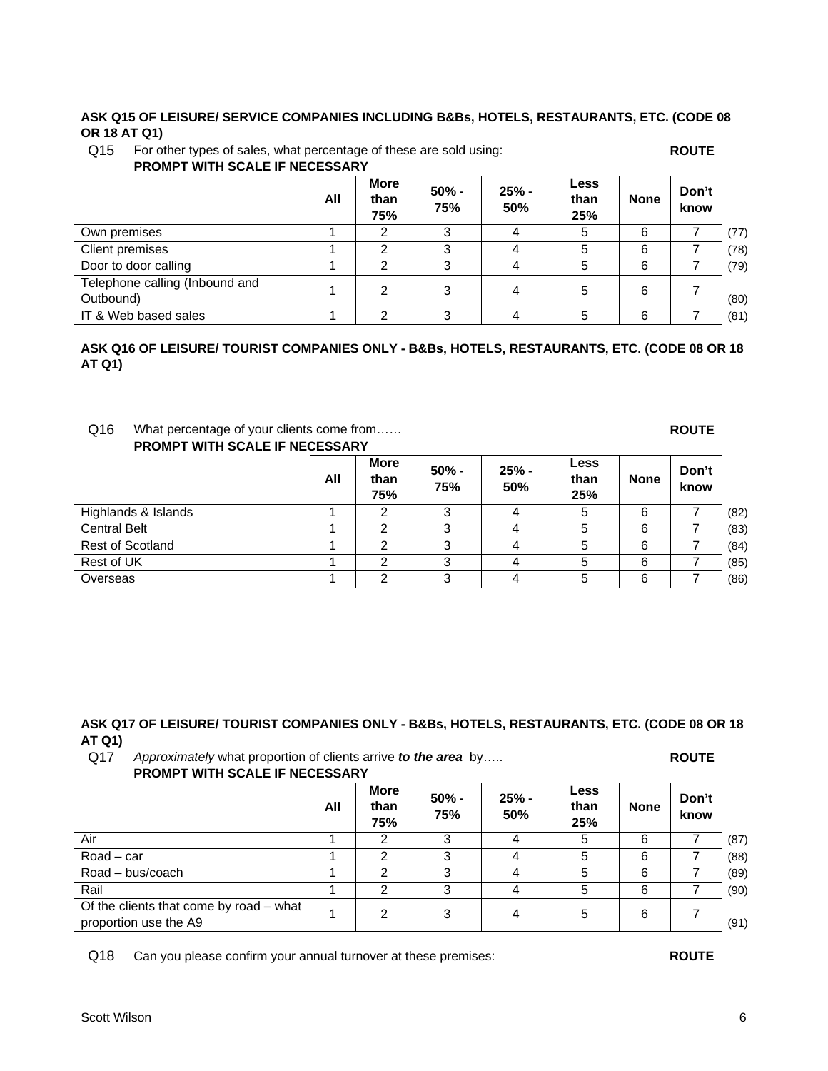**ASK Q15 OF LEISURE/ SERVICE COMPANIES INCLUDING B&Bs, HOTELS, RESTAURANTS, ETC. (CODE 08 OR 18 AT Q1)**

Q15 For other types of sales, what percentage of these are sold using: **ROUTE**
**PROMPT WITH SCALE IF NECESSARY**

| | All | More than 75% | 50% - 75% | 25% - 50% | Less than 25% | None | Don't know | |
|---|---|---|---|---|---|---|---|---|
| Own premises | 1 | 2 | 3 | 4 | 5 | 6 | 7 | (77) |
| Client premises | 1 | 2 | 3 | 4 | 5 | 6 | 7 | (78) |
| Door to door calling | 1 | 2 | 3 | 4 | 5 | 6 | 7 | (79) |
| Telephone calling (Inbound and Outbound) | 1 | 2 | 3 | 4 | 5 | 6 | 7 | (80) |
| IT & Web based sales | 1 | 2 | 3 | 4 | 5 | 6 | 7 | (81) |

**ASK Q16 OF LEISURE/ TOURIST COMPANIES ONLY - B&Bs, HOTELS, RESTAURANTS, ETC. (CODE 08 OR 18 AT Q1)**

Q16 What percentage of your clients come from…… **ROUTE**
**PROMPT WITH SCALE IF NECESSARY**

| | All | More than 75% | 50% - 75% | 25% - 50% | Less than 25% | None | Don't know | |
|---|---|---|---|---|---|---|---|---|
| Highlands & Islands | 1 | 2 | 3 | 4 | 5 | 6 | 7 | (82) |
| Central Belt | 1 | 2 | 3 | 4 | 5 | 6 | 7 | (83) |
| Rest of Scotland | 1 | 2 | 3 | 4 | 5 | 6 | 7 | (84) |
| Rest of UK | 1 | 2 | 3 | 4 | 5 | 6 | 7 | (85) |
| Overseas | 1 | 2 | 3 | 4 | 5 | 6 | 7 | (86) |

**ASK Q17 OF LEISURE/ TOURIST COMPANIES ONLY - B&Bs, HOTELS, RESTAURANTS, ETC. (CODE 08 OR 18 AT Q1)**

Q17 *Approximately* what proportion of clients arrive ***to the area*** by….. **ROUTE**
**PROMPT WITH SCALE IF NECESSARY**

| | All | More than 75% | 50% - 75% | 25% - 50% | Less than 25% | None | Don't know | |
|---|---|---|---|---|---|---|---|---|
| Air | 1 | 2 | 3 | 4 | 5 | 6 | 7 | (87) |
| Road – car | 1 | 2 | 3 | 4 | 5 | 6 | 7 | (88) |
| Road – bus/coach | 1 | 2 | 3 | 4 | 5 | 6 | 7 | (89) |
| Rail | 1 | 2 | 3 | 4 | 5 | 6 | 7 | (90) |
| Of the clients that come by road – what proportion use the A9 | 1 | 2 | 3 | 4 | 5 | 6 | 7 | (91) |

Q18 Can you please confirm your annual turnover at these premises: **ROUTE**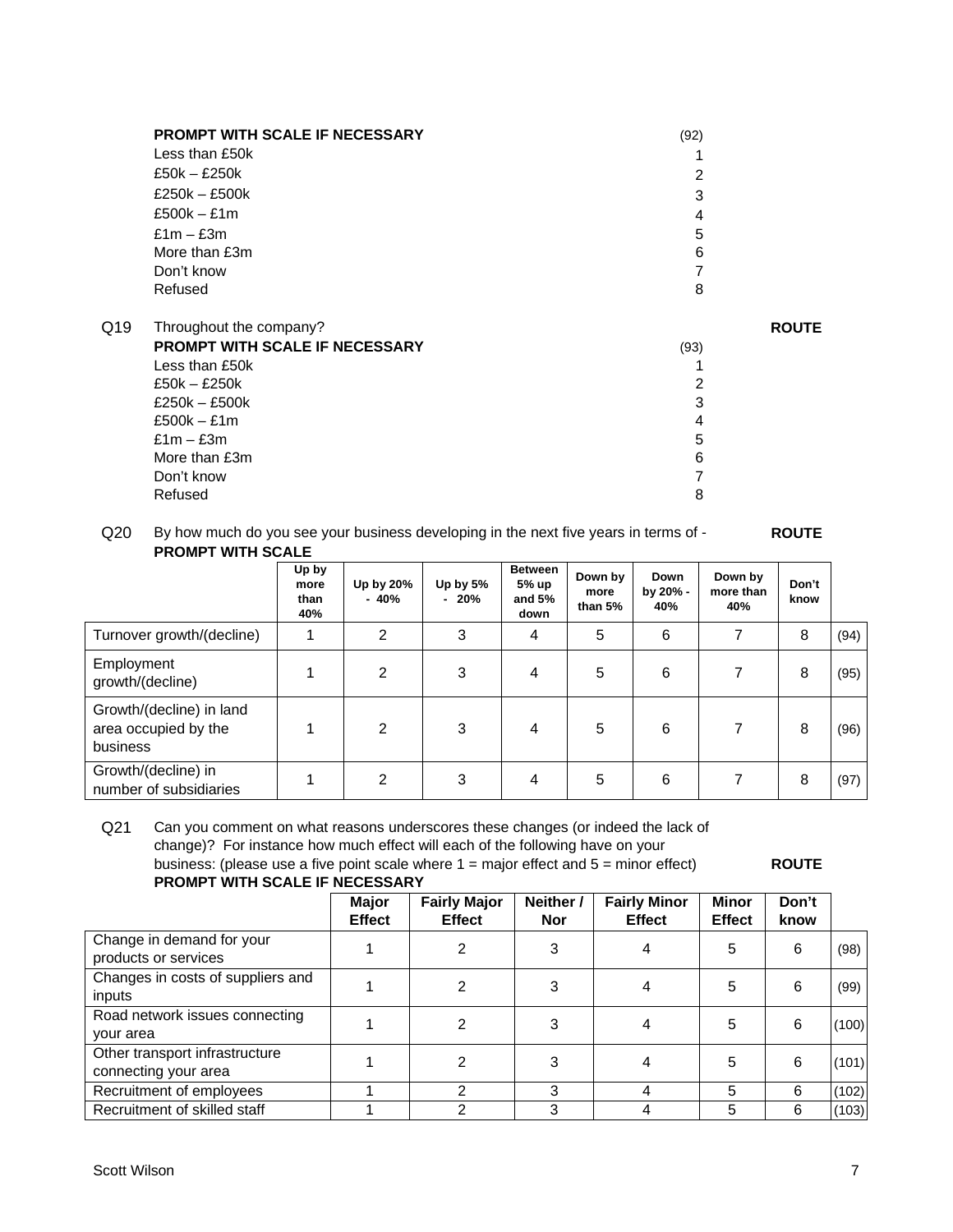**PROMPT WITH SCALE IF NECESSARY** (92)

| | |
|---|---|
| Less than £50k | 1 |
| £50k – £250k | 2 |
| £250k – £500k | 3 |
| £500k – £1m | 4 |
| £1m – £3m | 5 |
| More than £3m | 6 |
| Don't know | 7 |
| Refused | 8 |

Q19 Throughout the company? **ROUTE**

**PROMPT WITH SCALE IF NECESSARY** (93)

| | |
|---|---|
| Less than £50k | 1 |
| £50k – £250k | 2 |
| £250k – £500k | 3 |
| £500k – £1m | 4 |
| £1m – £3m | 5 |
| More than £3m | 6 |
| Don't know | 7 |
| Refused | 8 |

Q20 By how much do you see your business developing in the next five years in terms of - **ROUTE**

**PROMPT WITH SCALE**

| | Up by more than 40% | Up by 20% - 40% | Up by 5% - 20% | Between 5% up and 5% down | Down by more than 5% | Down by 20% - 40% | Down by more than 40% | Don't know | |
|---|---|---|---|---|---|---|---|---|---|
| Turnover growth/(decline) | 1 | 2 | 3 | 4 | 5 | 6 | 7 | 8 | (94) |
| Employment growth/(decline) | 1 | 2 | 3 | 4 | 5 | 6 | 7 | 8 | (95) |
| Growth/(decline) in land area occupied by the business | 1 | 2 | 3 | 4 | 5 | 6 | 7 | 8 | (96) |
| Growth/(decline) in number of subsidiaries | 1 | 2 | 3 | 4 | 5 | 6 | 7 | 8 | (97) |

Q21 Can you comment on what reasons underscores these changes (or indeed the lack of change)? For instance how much effect will each of the following have on your business: (please use a five point scale where 1 = major effect and 5 = minor effect) **ROUTE**

**PROMPT WITH SCALE IF NECESSARY**

| | Major Effect | Fairly Major Effect | Neither / Nor | Fairly Minor Effect | Minor Effect | Don't know | |
|---|---|---|---|---|---|---|---|
| Change in demand for your products or services | 1 | 2 | 3 | 4 | 5 | 6 | (98) |
| Changes in costs of suppliers and inputs | 1 | 2 | 3 | 4 | 5 | 6 | (99) |
| Road network issues connecting your area | 1 | 2 | 3 | 4 | 5 | 6 | (100) |
| Other transport infrastructure connecting your area | 1 | 2 | 3 | 4 | 5 | 6 | (101) |
| Recruitment of employees | 1 | 2 | 3 | 4 | 5 | 6 | (102) |
| Recruitment of skilled staff | 1 | 2 | 3 | 4 | 5 | 6 | (103) |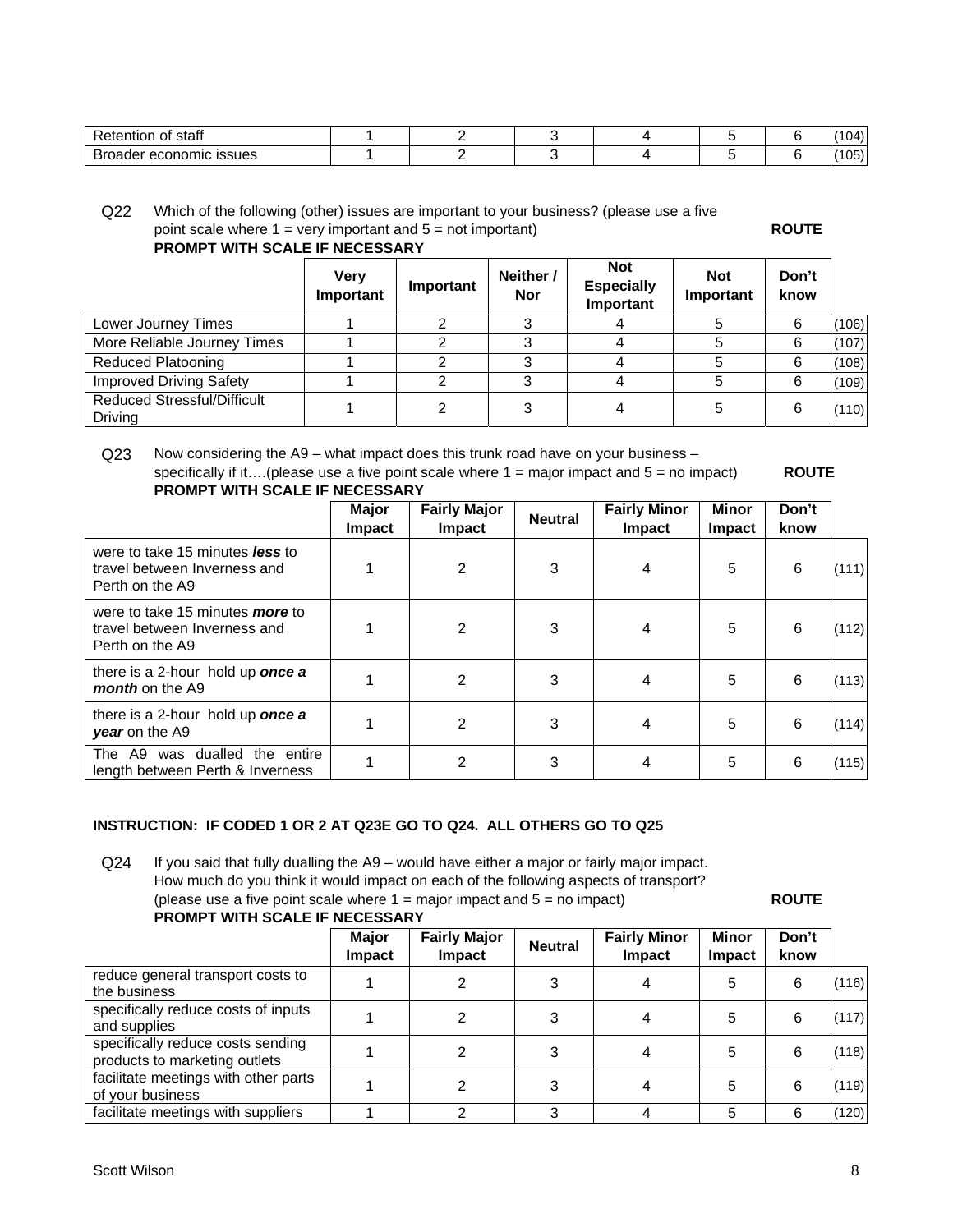| Retention of staff | 1 | 2 | 3 | 4 | 5 | 6 | (104) |
|---|---|---|---|---|---|---|---|
| Broader economic issues | 1 | 2 | 3 | 4 | 5 | 6 | (105) |

Q22 Which of the following (other) issues are important to your business? (please use a five point scale where 1 = very important and 5 = not important) **ROUTE**
**PROMPT WITH SCALE IF NECESSARY**

| | Very Important | Important | Neither / Nor | Not Especially Important | Not Important | Don't know | |
|---|---|---|---|---|---|---|---|
| Lower Journey Times | 1 | 2 | 3 | 4 | 5 | 6 | (106) |
| More Reliable Journey Times | 1 | 2 | 3 | 4 | 5 | 6 | (107) |
| Reduced Platooning | 1 | 2 | 3 | 4 | 5 | 6 | (108) |
| Improved Driving Safety | 1 | 2 | 3 | 4 | 5 | 6 | (109) |
| Reduced Stressful/Difficult Driving | 1 | 2 | 3 | 4 | 5 | 6 | (110) |

Q23 Now considering the A9 – what impact does this trunk road have on your business – specifically if it….(please use a five point scale where 1 = major impact and 5 = no impact) **ROUTE**
**PROMPT WITH SCALE IF NECESSARY**

| | Major Impact | Fairly Major Impact | Neutral | Fairly Minor Impact | Minor Impact | Don't know | |
|---|---|---|---|---|---|---|---|
| were to take 15 minutes ***less*** to travel between Inverness and Perth on the A9 | 1 | 2 | 3 | 4 | 5 | 6 | (111) |
| were to take 15 minutes ***more*** to travel between Inverness and Perth on the A9 | 1 | 2 | 3 | 4 | 5 | 6 | (112) |
| there is a 2-hour hold up ***once a month*** on the A9 | 1 | 2 | 3 | 4 | 5 | 6 | (113) |
| there is a 2-hour hold up ***once a year*** on the A9 | 1 | 2 | 3 | 4 | 5 | 6 | (114) |
| The A9 was dualled the entire length between Perth & Inverness | 1 | 2 | 3 | 4 | 5 | 6 | (115) |

**INSTRUCTION: IF CODED 1 OR 2 AT Q23E GO TO Q24. ALL OTHERS GO TO Q25**

Q24 If you said that fully dualling the A9 – would have either a major or fairly major impact. How much do you think it would impact on each of the following aspects of transport? (please use a five point scale where 1 = major impact and 5 = no impact) **ROUTE**
**PROMPT WITH SCALE IF NECESSARY**

| | Major Impact | Fairly Major Impact | Neutral | Fairly Minor Impact | Minor Impact | Don't know | |
|---|---|---|---|---|---|---|---|
| reduce general transport costs to the business | 1 | 2 | 3 | 4 | 5 | 6 | (116) |
| specifically reduce costs of inputs and supplies | 1 | 2 | 3 | 4 | 5 | 6 | (117) |
| specifically reduce costs sending products to marketing outlets | 1 | 2 | 3 | 4 | 5 | 6 | (118) |
| facilitate meetings with other parts of your business | 1 | 2 | 3 | 4 | 5 | 6 | (119) |
| facilitate meetings with suppliers | 1 | 2 | 3 | 4 | 5 | 6 | (120) |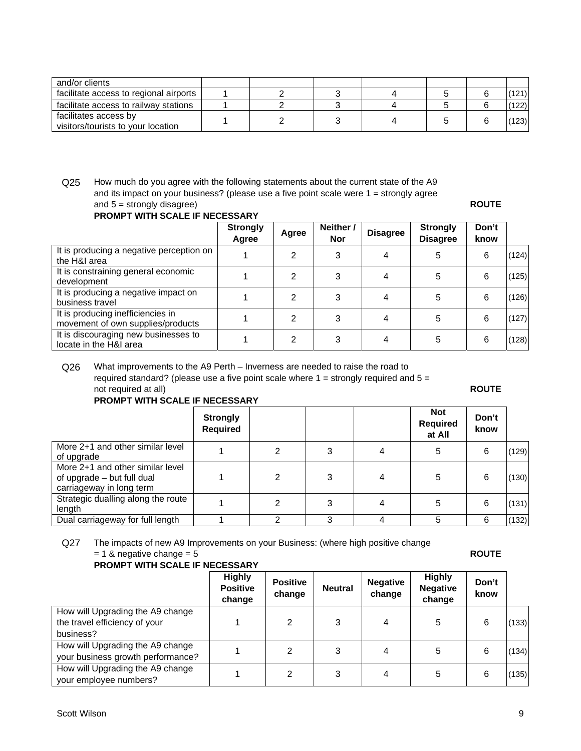| and/or clients | | | | | | | |
|---|---|---|---|---|---|---|---|
| facilitate access to regional airports | 1 | 2 | 3 | 4 | 5 | 6 | (121) |
| facilitate access to railway stations | 1 | 2 | 3 | 4 | 5 | 6 | (122) |
| facilitates access by visitors/tourists to your location | 1 | 2 | 3 | 4 | 5 | 6 | (123) |

Q25 How much do you agree with the following statements about the current state of the A9 and its impact on your business? (please use a five point scale were 1 = strongly agree and 5 = strongly disagree) **ROUTE**

**PROMPT WITH SCALE IF NECESSARY**

| | Strongly Agree | Agree | Neither / Nor | Disagree | Strongly Disagree | Don't know | |
|---|---|---|---|---|---|---|---|
| It is producing a negative perception on the H&I area | 1 | 2 | 3 | 4 | 5 | 6 | (124) |
| It is constraining general economic development | 1 | 2 | 3 | 4 | 5 | 6 | (125) |
| It is producing a negative impact on business travel | 1 | 2 | 3 | 4 | 5 | 6 | (126) |
| It is producing inefficiencies in movement of own supplies/products | 1 | 2 | 3 | 4 | 5 | 6 | (127) |
| It is discouraging new businesses to locate in the H&I area | 1 | 2 | 3 | 4 | 5 | 6 | (128) |

Q26 What improvements to the A9 Perth – Inverness are needed to raise the road to required standard? (please use a five point scale where 1 = strongly required and 5 = not required at all) **ROUTE**

**PROMPT WITH SCALE IF NECESSARY**

| | Strongly Required | | | | Not Required at All | Don't know | |
|---|---|---|---|---|---|---|---|
| More 2+1 and other similar level of upgrade | 1 | 2 | 3 | 4 | 5 | 6 | (129) |
| More 2+1 and other similar level of upgrade – but full dual carriageway in long term | 1 | 2 | 3 | 4 | 5 | 6 | (130) |
| Strategic dualling along the route length | 1 | 2 | 3 | 4 | 5 | 6 | (131) |
| Dual carriageway for full length | 1 | 2 | 3 | 4 | 5 | 6 | (132) |

Q27 The impacts of new A9 Improvements on your Business: (where high positive change = 1 & negative change = 5 **ROUTE**

**PROMPT WITH SCALE IF NECESSARY**

| | Highly Positive change | Positive change | Neutral | Negative change | Highly Negative change | Don't know | |
|---|---|---|---|---|---|---|---|
| How will Upgrading the A9 change the travel efficiency of your business? | 1 | 2 | 3 | 4 | 5 | 6 | (133) |
| How will Upgrading the A9 change your business growth performance? | 1 | 2 | 3 | 4 | 5 | 6 | (134) |
| How will Upgrading the A9 change your employee numbers? | 1 | 2 | 3 | 4 | 5 | 6 | (135) |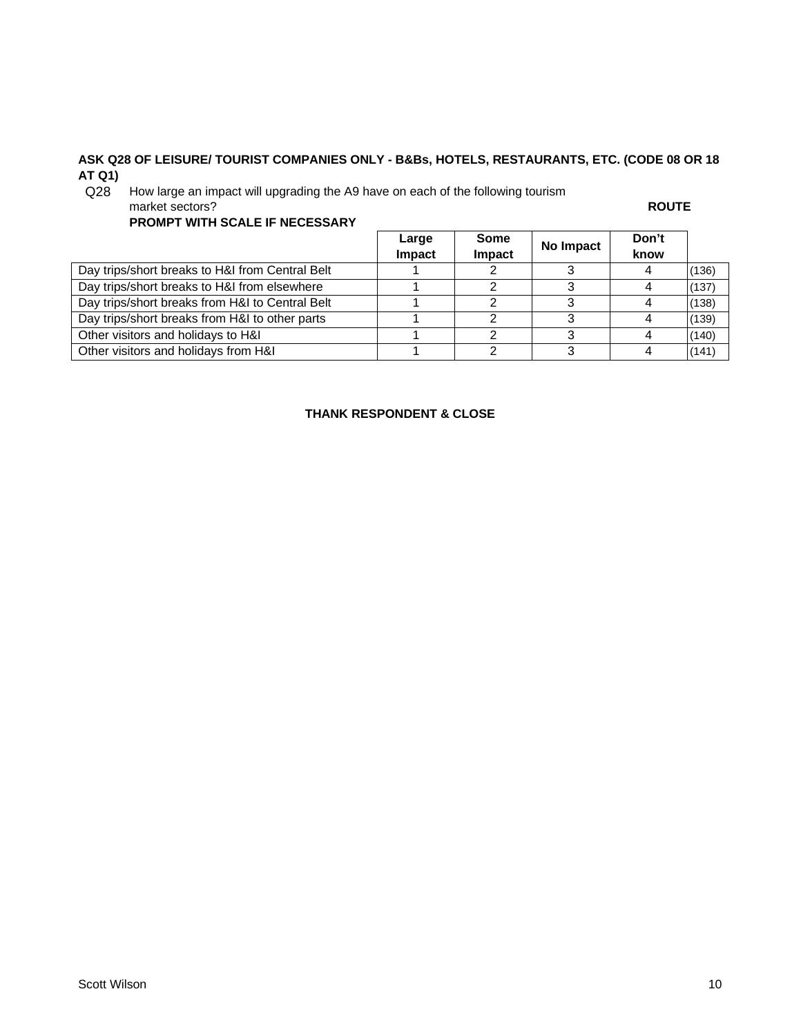**ASK Q28 OF LEISURE/ TOURIST COMPANIES ONLY - B&Bs, HOTELS, RESTAURANTS, ETC. (CODE 08 OR 18 AT Q1)**

Q28 How large an impact will upgrading the A9 have on each of the following tourism market sectors? **ROUTE**

**PROMPT WITH SCALE IF NECESSARY**

| | Large Impact | Some Impact | No Impact | Don't know | |
|---|---|---|---|---|---|
| Day trips/short breaks to H&I from Central Belt | 1 | 2 | 3 | 4 | (136) |
| Day trips/short breaks to H&I from elsewhere | 1 | 2 | 3 | 4 | (137) |
| Day trips/short breaks from H&I to Central Belt | 1 | 2 | 3 | 4 | (138) |
| Day trips/short breaks from H&I to other parts | 1 | 2 | 3 | 4 | (139) |
| Other visitors and holidays to H&I | 1 | 2 | 3 | 4 | (140) |
| Other visitors and holidays from H&I | 1 | 2 | 3 | 4 | (141) |

**THANK RESPONDENT & CLOSE**